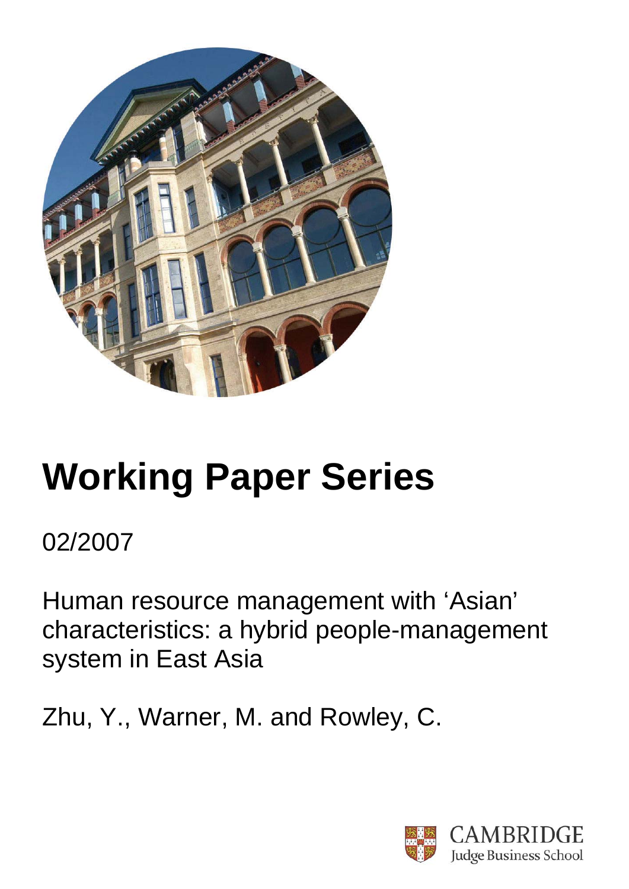# Working Paper Series

02/2007

Human resource management with 'Asian' characteristics: a hybrid people-management system in East Asia

Zhu, Y., Warner, M. and Rowley, C.

CAMBRIDGE
Judge Business School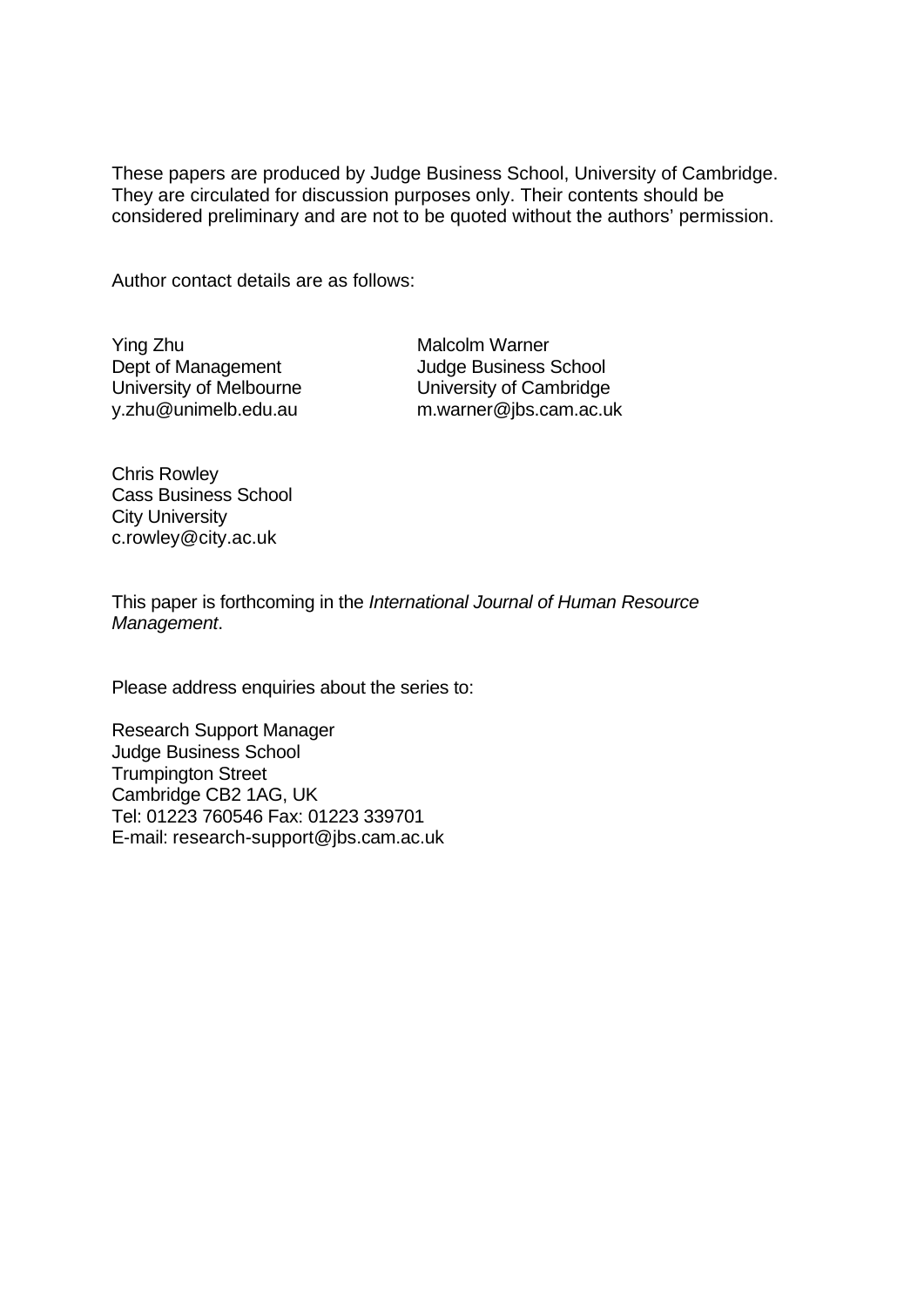These papers are produced by Judge Business School, University of Cambridge. They are circulated for discussion purposes only. Their contents should be considered preliminary and are not to be quoted without the authors' permission.

Author contact details are as follows:

Ying Zhu
Dept of Management
University of Melbourne
y.zhu@unimelb.edu.au

Malcolm Warner
Judge Business School
University of Cambridge
m.warner@jbs.cam.ac.uk

Chris Rowley
Cass Business School
City University
c.rowley@city.ac.uk

This paper is forthcoming in the *International Journal of Human Resource Management*.

Please address enquiries about the series to:

Research Support Manager
Judge Business School
Trumpington Street
Cambridge CB2 1AG, UK
Tel: 01223 760546 Fax: 01223 339701
E-mail: research-support@jbs.cam.ac.uk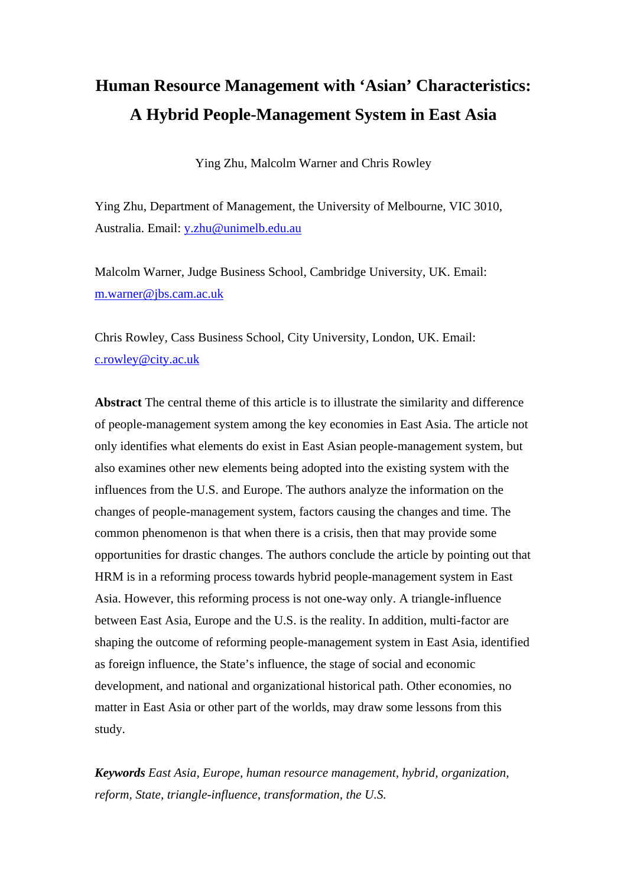# Human Resource Management with 'Asian' Characteristics: A Hybrid People-Management System in East Asia

Ying Zhu, Malcolm Warner and Chris Rowley

Ying Zhu, Department of Management, the University of Melbourne, VIC 3010, Australia. Email: y.zhu@unimelb.edu.au

Malcolm Warner, Judge Business School, Cambridge University, UK. Email: m.warner@jbs.cam.ac.uk

Chris Rowley, Cass Business School, City University, London, UK. Email: c.rowley@city.ac.uk

**Abstract** The central theme of this article is to illustrate the similarity and difference of people-management system among the key economies in East Asia. The article not only identifies what elements do exist in East Asian people-management system, but also examines other new elements being adopted into the existing system with the influences from the U.S. and Europe. The authors analyze the information on the changes of people-management system, factors causing the changes and time. The common phenomenon is that when there is a crisis, then that may provide some opportunities for drastic changes. The authors conclude the article by pointing out that HRM is in a reforming process towards hybrid people-management system in East Asia. However, this reforming process is not one-way only. A triangle-influence between East Asia, Europe and the U.S. is the reality. In addition, multi-factor are shaping the outcome of reforming people-management system in East Asia, identified as foreign influence, the State's influence, the stage of social and economic development, and national and organizational historical path. Other economies, no matter in East Asia or other part of the worlds, may draw some lessons from this study.

***Keywords*** *East Asia, Europe, human resource management, hybrid, organization, reform, State, triangle-influence, transformation, the U.S.*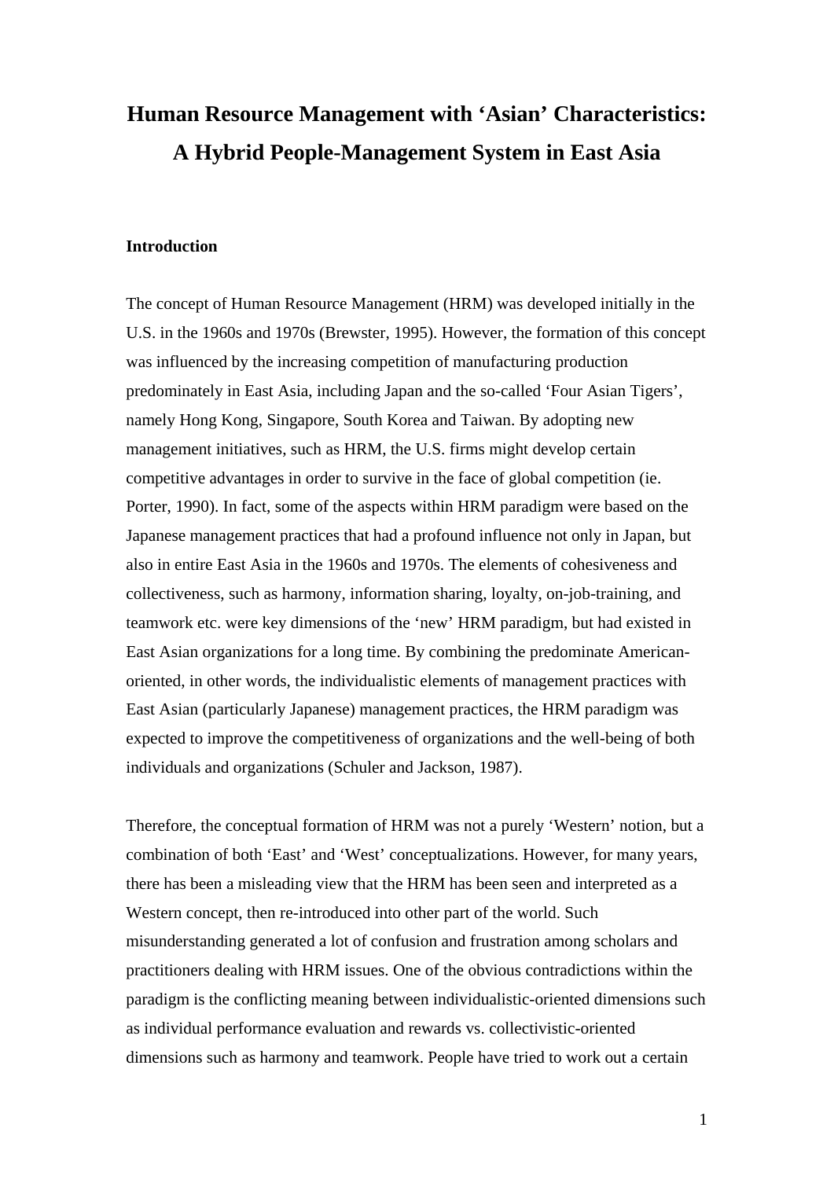# Human Resource Management with 'Asian' Characteristics: A Hybrid People-Management System in East Asia

## Introduction

The concept of Human Resource Management (HRM) was developed initially in the U.S. in the 1960s and 1970s (Brewster, 1995). However, the formation of this concept was influenced by the increasing competition of manufacturing production predominately in East Asia, including Japan and the so-called 'Four Asian Tigers', namely Hong Kong, Singapore, South Korea and Taiwan. By adopting new management initiatives, such as HRM, the U.S. firms might develop certain competitive advantages in order to survive in the face of global competition (ie. Porter, 1990). In fact, some of the aspects within HRM paradigm were based on the Japanese management practices that had a profound influence not only in Japan, but also in entire East Asia in the 1960s and 1970s. The elements of cohesiveness and collectiveness, such as harmony, information sharing, loyalty, on-job-training, and teamwork etc. were key dimensions of the 'new' HRM paradigm, but had existed in East Asian organizations for a long time. By combining the predominate American-oriented, in other words, the individualistic elements of management practices with East Asian (particularly Japanese) management practices, the HRM paradigm was expected to improve the competitiveness of organizations and the well-being of both individuals and organizations (Schuler and Jackson, 1987).

Therefore, the conceptual formation of HRM was not a purely 'Western' notion, but a combination of both 'East' and 'West' conceptualizations. However, for many years, there has been a misleading view that the HRM has been seen and interpreted as a Western concept, then re-introduced into other part of the world. Such misunderstanding generated a lot of confusion and frustration among scholars and practitioners dealing with HRM issues. One of the obvious contradictions within the paradigm is the conflicting meaning between individualistic-oriented dimensions such as individual performance evaluation and rewards vs. collectivistic-oriented dimensions such as harmony and teamwork. People have tried to work out a certain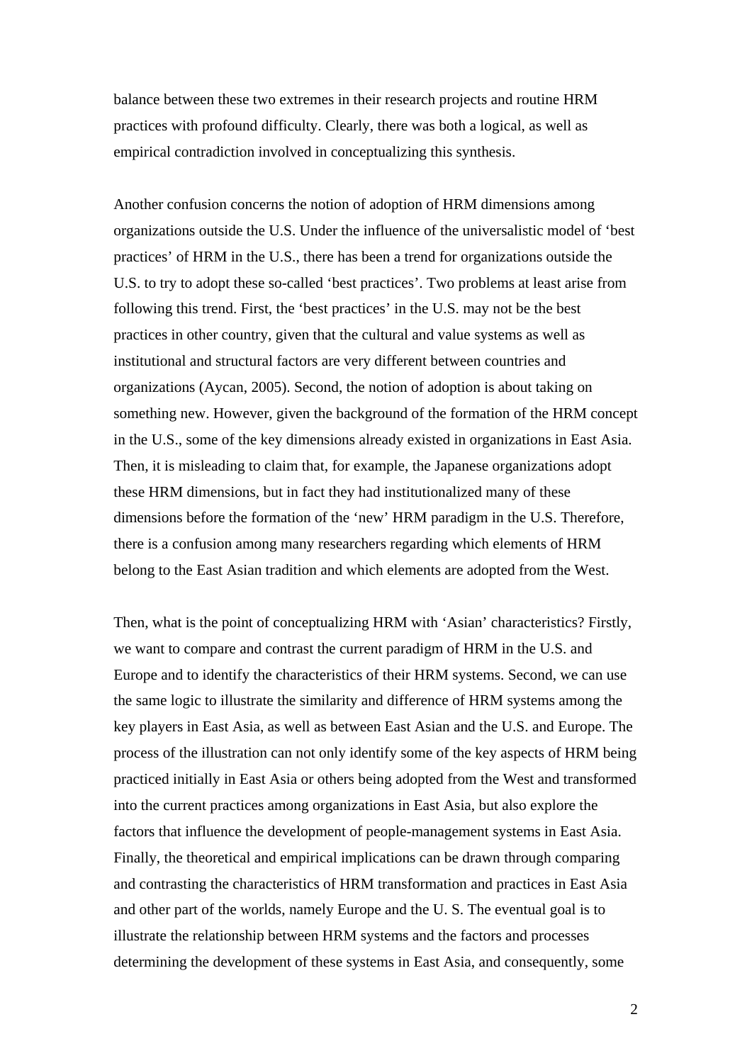balance between these two extremes in their research projects and routine HRM practices with profound difficulty. Clearly, there was both a logical, as well as empirical contradiction involved in conceptualizing this synthesis.

Another confusion concerns the notion of adoption of HRM dimensions among organizations outside the U.S. Under the influence of the universalistic model of 'best practices' of HRM in the U.S., there has been a trend for organizations outside the U.S. to try to adopt these so-called 'best practices'. Two problems at least arise from following this trend. First, the 'best practices' in the U.S. may not be the best practices in other country, given that the cultural and value systems as well as institutional and structural factors are very different between countries and organizations (Aycan, 2005). Second, the notion of adoption is about taking on something new. However, given the background of the formation of the HRM concept in the U.S., some of the key dimensions already existed in organizations in East Asia. Then, it is misleading to claim that, for example, the Japanese organizations adopt these HRM dimensions, but in fact they had institutionalized many of these dimensions before the formation of the 'new' HRM paradigm in the U.S. Therefore, there is a confusion among many researchers regarding which elements of HRM belong to the East Asian tradition and which elements are adopted from the West.

Then, what is the point of conceptualizing HRM with 'Asian' characteristics? Firstly, we want to compare and contrast the current paradigm of HRM in the U.S. and Europe and to identify the characteristics of their HRM systems. Second, we can use the same logic to illustrate the similarity and difference of HRM systems among the key players in East Asia, as well as between East Asian and the U.S. and Europe. The process of the illustration can not only identify some of the key aspects of HRM being practiced initially in East Asia or others being adopted from the West and transformed into the current practices among organizations in East Asia, but also explore the factors that influence the development of people-management systems in East Asia. Finally, the theoretical and empirical implications can be drawn through comparing and contrasting the characteristics of HRM transformation and practices in East Asia and other part of the worlds, namely Europe and the U. S. The eventual goal is to illustrate the relationship between HRM systems and the factors and processes determining the development of these systems in East Asia, and consequently, some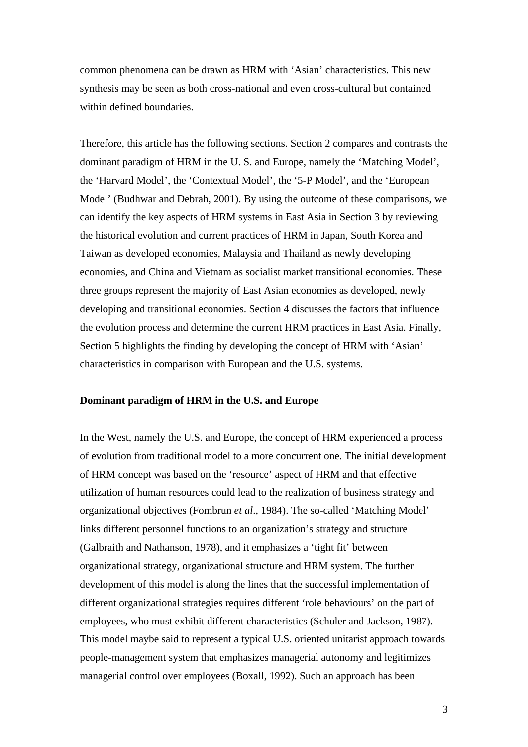common phenomena can be drawn as HRM with 'Asian' characteristics. This new synthesis may be seen as both cross-national and even cross-cultural but contained within defined boundaries.

Therefore, this article has the following sections. Section 2 compares and contrasts the dominant paradigm of HRM in the U. S. and Europe, namely the 'Matching Model', the 'Harvard Model', the 'Contextual Model', the '5-P Model', and the 'European Model' (Budhwar and Debrah, 2001). By using the outcome of these comparisons, we can identify the key aspects of HRM systems in East Asia in Section 3 by reviewing the historical evolution and current practices of HRM in Japan, South Korea and Taiwan as developed economies, Malaysia and Thailand as newly developing economies, and China and Vietnam as socialist market transitional economies. These three groups represent the majority of East Asian economies as developed, newly developing and transitional economies. Section 4 discusses the factors that influence the evolution process and determine the current HRM practices in East Asia. Finally, Section 5 highlights the finding by developing the concept of HRM with 'Asian' characteristics in comparison with European and the U.S. systems.

**Dominant paradigm of HRM in the U.S. and Europe**

In the West, namely the U.S. and Europe, the concept of HRM experienced a process of evolution from traditional model to a more concurrent one. The initial development of HRM concept was based on the 'resource' aspect of HRM and that effective utilization of human resources could lead to the realization of business strategy and organizational objectives (Fombrun *et al*., 1984). The so-called 'Matching Model' links different personnel functions to an organization's strategy and structure (Galbraith and Nathanson, 1978), and it emphasizes a 'tight fit' between organizational strategy, organizational structure and HRM system. The further development of this model is along the lines that the successful implementation of different organizational strategies requires different 'role behaviours' on the part of employees, who must exhibit different characteristics (Schuler and Jackson, 1987). This model maybe said to represent a typical U.S. oriented unitarist approach towards people-management system that emphasizes managerial autonomy and legitimizes managerial control over employees (Boxall, 1992). Such an approach has been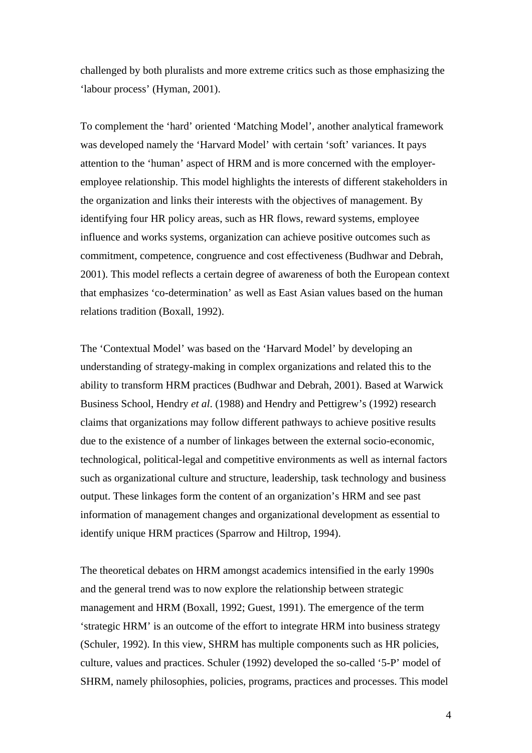challenged by both pluralists and more extreme critics such as those emphasizing the 'labour process' (Hyman, 2001).

To complement the 'hard' oriented 'Matching Model', another analytical framework was developed namely the 'Harvard Model' with certain 'soft' variances. It pays attention to the 'human' aspect of HRM and is more concerned with the employer-employee relationship. This model highlights the interests of different stakeholders in the organization and links their interests with the objectives of management. By identifying four HR policy areas, such as HR flows, reward systems, employee influence and works systems, organization can achieve positive outcomes such as commitment, competence, congruence and cost effectiveness (Budhwar and Debrah, 2001). This model reflects a certain degree of awareness of both the European context that emphasizes 'co-determination' as well as East Asian values based on the human relations tradition (Boxall, 1992).

The 'Contextual Model' was based on the 'Harvard Model' by developing an understanding of strategy-making in complex organizations and related this to the ability to transform HRM practices (Budhwar and Debrah, 2001). Based at Warwick Business School, Hendry *et al*. (1988) and Hendry and Pettigrew's (1992) research claims that organizations may follow different pathways to achieve positive results due to the existence of a number of linkages between the external socio-economic, technological, political-legal and competitive environments as well as internal factors such as organizational culture and structure, leadership, task technology and business output. These linkages form the content of an organization's HRM and see past information of management changes and organizational development as essential to identify unique HRM practices (Sparrow and Hiltrop, 1994).

The theoretical debates on HRM amongst academics intensified in the early 1990s and the general trend was to now explore the relationship between strategic management and HRM (Boxall, 1992; Guest, 1991). The emergence of the term 'strategic HRM' is an outcome of the effort to integrate HRM into business strategy (Schuler, 1992). In this view, SHRM has multiple components such as HR policies, culture, values and practices. Schuler (1992) developed the so-called '5-P' model of SHRM, namely philosophies, policies, programs, practices and processes. This model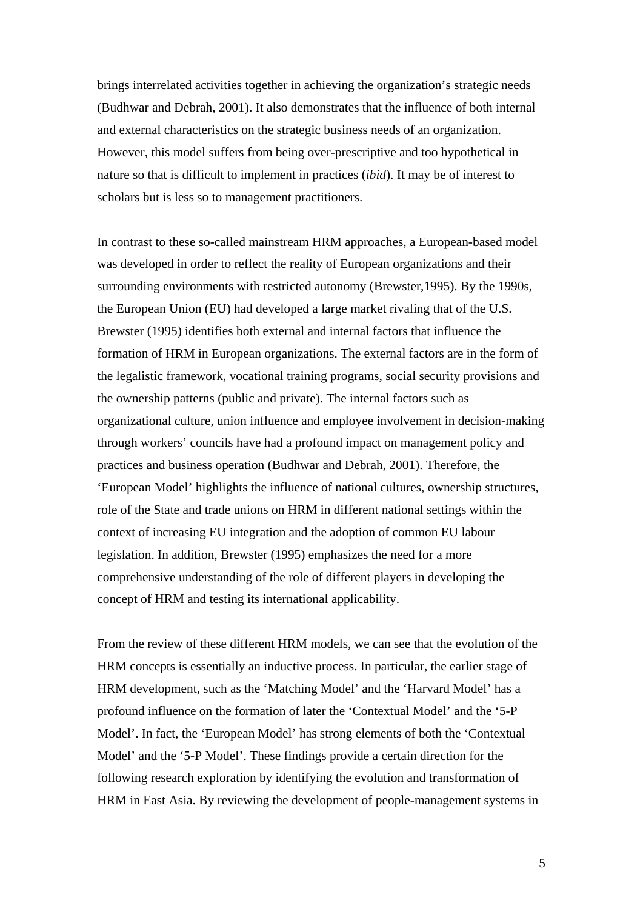brings interrelated activities together in achieving the organization's strategic needs (Budhwar and Debrah, 2001). It also demonstrates that the influence of both internal and external characteristics on the strategic business needs of an organization. However, this model suffers from being over-prescriptive and too hypothetical in nature so that is difficult to implement in practices (*ibid*). It may be of interest to scholars but is less so to management practitioners.

In contrast to these so-called mainstream HRM approaches, a European-based model was developed in order to reflect the reality of European organizations and their surrounding environments with restricted autonomy (Brewster,1995). By the 1990s, the European Union (EU) had developed a large market rivaling that of the U.S. Brewster (1995) identifies both external and internal factors that influence the formation of HRM in European organizations. The external factors are in the form of the legalistic framework, vocational training programs, social security provisions and the ownership patterns (public and private). The internal factors such as organizational culture, union influence and employee involvement in decision-making through workers' councils have had a profound impact on management policy and practices and business operation (Budhwar and Debrah, 2001). Therefore, the 'European Model' highlights the influence of national cultures, ownership structures, role of the State and trade unions on HRM in different national settings within the context of increasing EU integration and the adoption of common EU labour legislation. In addition, Brewster (1995) emphasizes the need for a more comprehensive understanding of the role of different players in developing the concept of HRM and testing its international applicability.

From the review of these different HRM models, we can see that the evolution of the HRM concepts is essentially an inductive process. In particular, the earlier stage of HRM development, such as the 'Matching Model' and the 'Harvard Model' has a profound influence on the formation of later the 'Contextual Model' and the '5-P Model'. In fact, the 'European Model' has strong elements of both the 'Contextual Model' and the '5-P Model'. These findings provide a certain direction for the following research exploration by identifying the evolution and transformation of HRM in East Asia. By reviewing the development of people-management systems in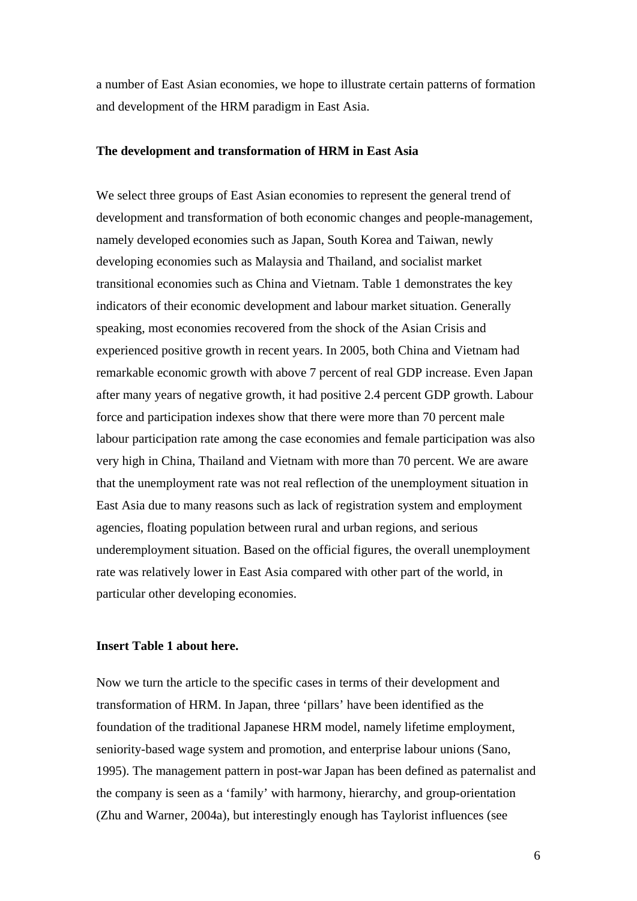a number of East Asian economies, we hope to illustrate certain patterns of formation and development of the HRM paradigm in East Asia.

**The development and transformation of HRM in East Asia**

We select three groups of East Asian economies to represent the general trend of development and transformation of both economic changes and people-management, namely developed economies such as Japan, South Korea and Taiwan, newly developing economies such as Malaysia and Thailand, and socialist market transitional economies such as China and Vietnam. Table 1 demonstrates the key indicators of their economic development and labour market situation. Generally speaking, most economies recovered from the shock of the Asian Crisis and experienced positive growth in recent years. In 2005, both China and Vietnam had remarkable economic growth with above 7 percent of real GDP increase. Even Japan after many years of negative growth, it had positive 2.4 percent GDP growth. Labour force and participation indexes show that there were more than 70 percent male labour participation rate among the case economies and female participation was also very high in China, Thailand and Vietnam with more than 70 percent. We are aware that the unemployment rate was not real reflection of the unemployment situation in East Asia due to many reasons such as lack of registration system and employment agencies, floating population between rural and urban regions, and serious underemployment situation. Based on the official figures, the overall unemployment rate was relatively lower in East Asia compared with other part of the world, in particular other developing economies.

**Insert Table 1 about here.**

Now we turn the article to the specific cases in terms of their development and transformation of HRM. In Japan, three 'pillars' have been identified as the foundation of the traditional Japanese HRM model, namely lifetime employment, seniority-based wage system and promotion, and enterprise labour unions (Sano, 1995). The management pattern in post-war Japan has been defined as paternalist and the company is seen as a 'family' with harmony, hierarchy, and group-orientation (Zhu and Warner, 2004a), but interestingly enough has Taylorist influences (see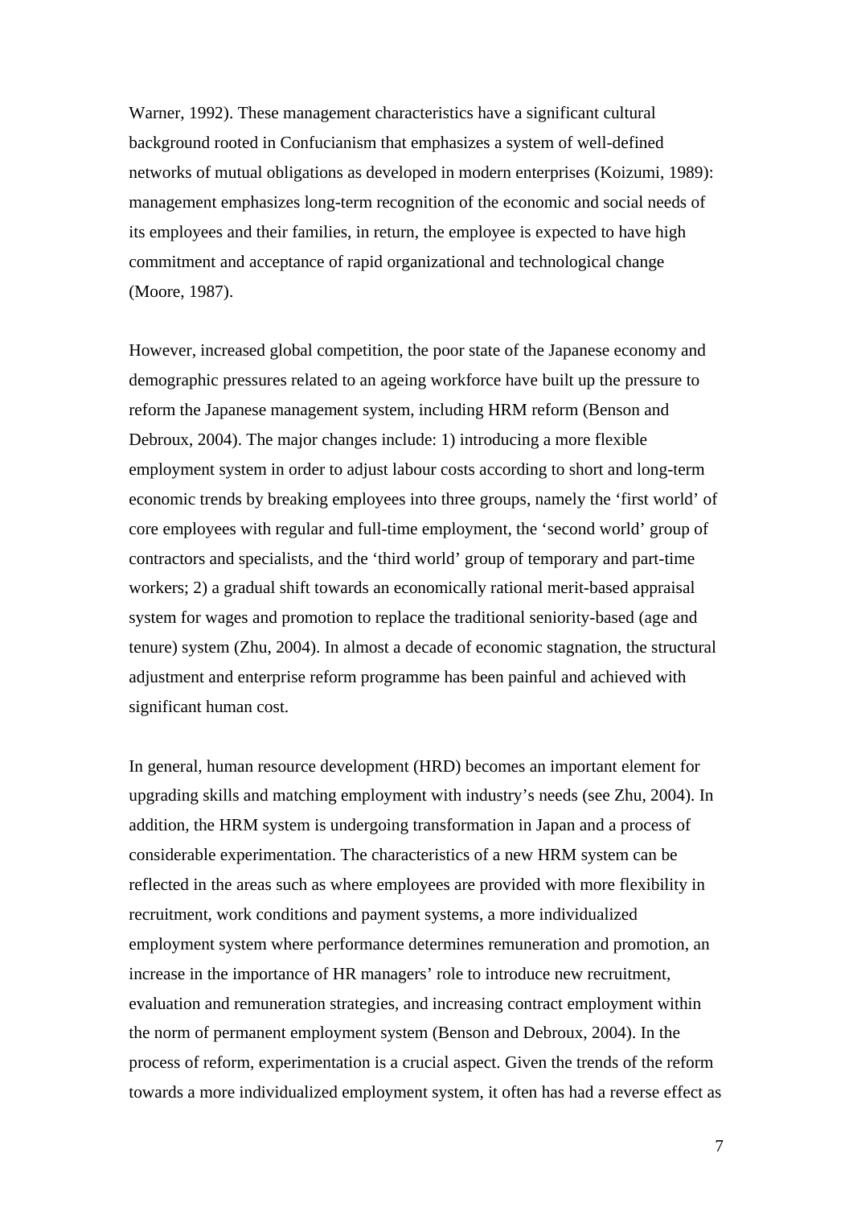Warner, 1992). These management characteristics have a significant cultural background rooted in Confucianism that emphasizes a system of well-defined networks of mutual obligations as developed in modern enterprises (Koizumi, 1989): management emphasizes long-term recognition of the economic and social needs of its employees and their families, in return, the employee is expected to have high commitment and acceptance of rapid organizational and technological change (Moore, 1987).

However, increased global competition, the poor state of the Japanese economy and demographic pressures related to an ageing workforce have built up the pressure to reform the Japanese management system, including HRM reform (Benson and Debroux, 2004). The major changes include: 1) introducing a more flexible employment system in order to adjust labour costs according to short and long-term economic trends by breaking employees into three groups, namely the 'first world' of core employees with regular and full-time employment, the 'second world' group of contractors and specialists, and the 'third world' group of temporary and part-time workers; 2) a gradual shift towards an economically rational merit-based appraisal system for wages and promotion to replace the traditional seniority-based (age and tenure) system (Zhu, 2004). In almost a decade of economic stagnation, the structural adjustment and enterprise reform programme has been painful and achieved with significant human cost.

In general, human resource development (HRD) becomes an important element for upgrading skills and matching employment with industry's needs (see Zhu, 2004). In addition, the HRM system is undergoing transformation in Japan and a process of considerable experimentation. The characteristics of a new HRM system can be reflected in the areas such as where employees are provided with more flexibility in recruitment, work conditions and payment systems, a more individualized employment system where performance determines remuneration and promotion, an increase in the importance of HR managers' role to introduce new recruitment, evaluation and remuneration strategies, and increasing contract employment within the norm of permanent employment system (Benson and Debroux, 2004). In the process of reform, experimentation is a crucial aspect. Given the trends of the reform towards a more individualized employment system, it often has had a reverse effect as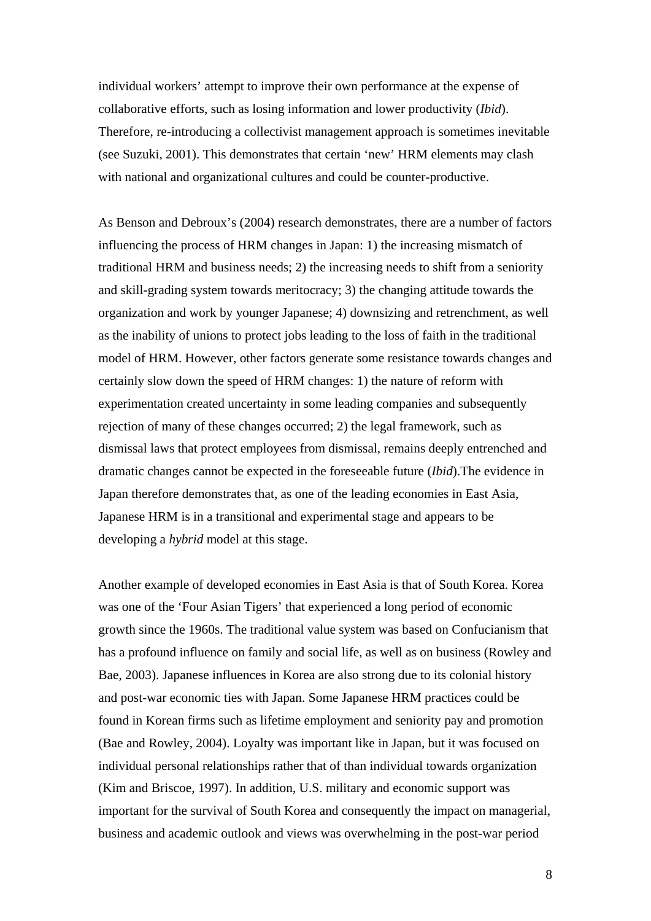individual workers' attempt to improve their own performance at the expense of collaborative efforts, such as losing information and lower productivity (*Ibid*). Therefore, re-introducing a collectivist management approach is sometimes inevitable (see Suzuki, 2001). This demonstrates that certain 'new' HRM elements may clash with national and organizational cultures and could be counter-productive.

As Benson and Debroux's (2004) research demonstrates, there are a number of factors influencing the process of HRM changes in Japan: 1) the increasing mismatch of traditional HRM and business needs; 2) the increasing needs to shift from a seniority and skill-grading system towards meritocracy; 3) the changing attitude towards the organization and work by younger Japanese; 4) downsizing and retrenchment, as well as the inability of unions to protect jobs leading to the loss of faith in the traditional model of HRM. However, other factors generate some resistance towards changes and certainly slow down the speed of HRM changes: 1) the nature of reform with experimentation created uncertainty in some leading companies and subsequently rejection of many of these changes occurred; 2) the legal framework, such as dismissal laws that protect employees from dismissal, remains deeply entrenched and dramatic changes cannot be expected in the foreseeable future (*Ibid*).The evidence in Japan therefore demonstrates that, as one of the leading economies in East Asia, Japanese HRM is in a transitional and experimental stage and appears to be developing a *hybrid* model at this stage.

Another example of developed economies in East Asia is that of South Korea. Korea was one of the 'Four Asian Tigers' that experienced a long period of economic growth since the 1960s. The traditional value system was based on Confucianism that has a profound influence on family and social life, as well as on business (Rowley and Bae, 2003). Japanese influences in Korea are also strong due to its colonial history and post-war economic ties with Japan. Some Japanese HRM practices could be found in Korean firms such as lifetime employment and seniority pay and promotion (Bae and Rowley, 2004). Loyalty was important like in Japan, but it was focused on individual personal relationships rather that of than individual towards organization (Kim and Briscoe, 1997). In addition, U.S. military and economic support was important for the survival of South Korea and consequently the impact on managerial, business and academic outlook and views was overwhelming in the post-war period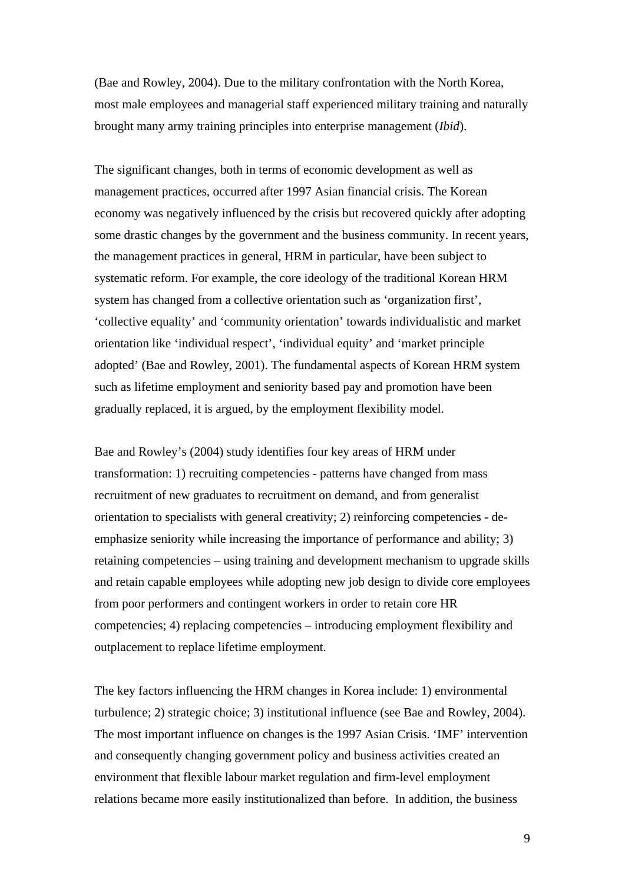(Bae and Rowley, 2004). Due to the military confrontation with the North Korea, most male employees and managerial staff experienced military training and naturally brought many army training principles into enterprise management (*Ibid*).

The significant changes, both in terms of economic development as well as management practices, occurred after 1997 Asian financial crisis. The Korean economy was negatively influenced by the crisis but recovered quickly after adopting some drastic changes by the government and the business community. In recent years, the management practices in general, HRM in particular, have been subject to systematic reform. For example, the core ideology of the traditional Korean HRM system has changed from a collective orientation such as 'organization first', 'collective equality' and 'community orientation' towards individualistic and market orientation like 'individual respect', 'individual equity' and 'market principle adopted' (Bae and Rowley, 2001). The fundamental aspects of Korean HRM system such as lifetime employment and seniority based pay and promotion have been gradually replaced, it is argued, by the employment flexibility model.

Bae and Rowley's (2004) study identifies four key areas of HRM under transformation: 1) recruiting competencies - patterns have changed from mass recruitment of new graduates to recruitment on demand, and from generalist orientation to specialists with general creativity; 2) reinforcing competencies - de-emphasize seniority while increasing the importance of performance and ability; 3) retaining competencies – using training and development mechanism to upgrade skills and retain capable employees while adopting new job design to divide core employees from poor performers and contingent workers in order to retain core HR competencies; 4) replacing competencies – introducing employment flexibility and outplacement to replace lifetime employment.

The key factors influencing the HRM changes in Korea include: 1) environmental turbulence; 2) strategic choice; 3) institutional influence (see Bae and Rowley, 2004). The most important influence on changes is the 1997 Asian Crisis. 'IMF' intervention and consequently changing government policy and business activities created an environment that flexible labour market regulation and firm-level employment relations became more easily institutionalized than before. In addition, the business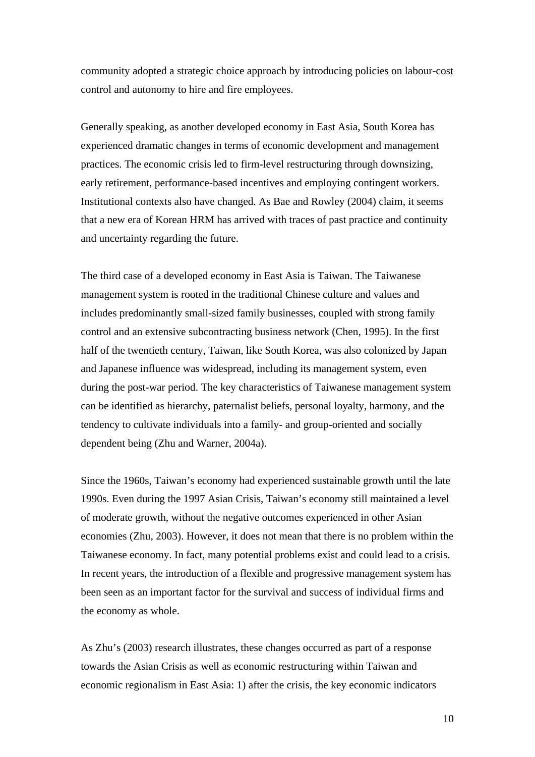community adopted a strategic choice approach by introducing policies on labour-cost control and autonomy to hire and fire employees.

Generally speaking, as another developed economy in East Asia, South Korea has experienced dramatic changes in terms of economic development and management practices. The economic crisis led to firm-level restructuring through downsizing, early retirement, performance-based incentives and employing contingent workers. Institutional contexts also have changed. As Bae and Rowley (2004) claim, it seems that a new era of Korean HRM has arrived with traces of past practice and continuity and uncertainty regarding the future.

The third case of a developed economy in East Asia is Taiwan. The Taiwanese management system is rooted in the traditional Chinese culture and values and includes predominantly small-sized family businesses, coupled with strong family control and an extensive subcontracting business network (Chen, 1995). In the first half of the twentieth century, Taiwan, like South Korea, was also colonized by Japan and Japanese influence was widespread, including its management system, even during the post-war period. The key characteristics of Taiwanese management system can be identified as hierarchy, paternalist beliefs, personal loyalty, harmony, and the tendency to cultivate individuals into a family- and group-oriented and socially dependent being (Zhu and Warner, 2004a).

Since the 1960s, Taiwan's economy had experienced sustainable growth until the late 1990s. Even during the 1997 Asian Crisis, Taiwan's economy still maintained a level of moderate growth, without the negative outcomes experienced in other Asian economies (Zhu, 2003). However, it does not mean that there is no problem within the Taiwanese economy. In fact, many potential problems exist and could lead to a crisis. In recent years, the introduction of a flexible and progressive management system has been seen as an important factor for the survival and success of individual firms and the economy as whole.

As Zhu's (2003) research illustrates, these changes occurred as part of a response towards the Asian Crisis as well as economic restructuring within Taiwan and economic regionalism in East Asia: 1) after the crisis, the key economic indicators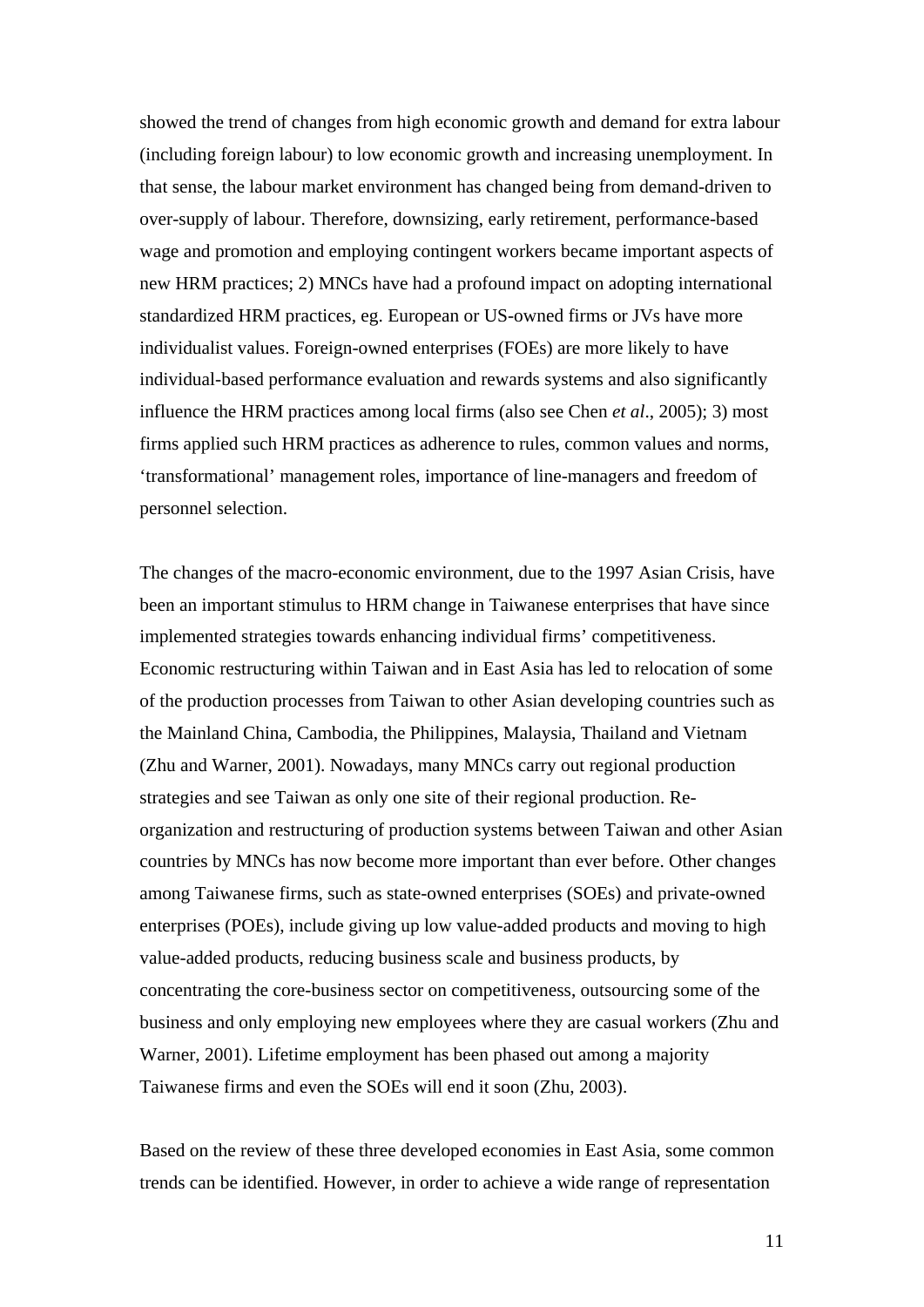showed the trend of changes from high economic growth and demand for extra labour (including foreign labour) to low economic growth and increasing unemployment. In that sense, the labour market environment has changed being from demand-driven to over-supply of labour. Therefore, downsizing, early retirement, performance-based wage and promotion and employing contingent workers became important aspects of new HRM practices; 2) MNCs have had a profound impact on adopting international standardized HRM practices, eg. European or US-owned firms or JVs have more individualist values. Foreign-owned enterprises (FOEs) are more likely to have individual-based performance evaluation and rewards systems and also significantly influence the HRM practices among local firms (also see Chen *et al*., 2005); 3) most firms applied such HRM practices as adherence to rules, common values and norms, 'transformational' management roles, importance of line-managers and freedom of personnel selection.

The changes of the macro-economic environment, due to the 1997 Asian Crisis, have been an important stimulus to HRM change in Taiwanese enterprises that have since implemented strategies towards enhancing individual firms' competitiveness. Economic restructuring within Taiwan and in East Asia has led to relocation of some of the production processes from Taiwan to other Asian developing countries such as the Mainland China, Cambodia, the Philippines, Malaysia, Thailand and Vietnam (Zhu and Warner, 2001). Nowadays, many MNCs carry out regional production strategies and see Taiwan as only one site of their regional production. Re-organization and restructuring of production systems between Taiwan and other Asian countries by MNCs has now become more important than ever before. Other changes among Taiwanese firms, such as state-owned enterprises (SOEs) and private-owned enterprises (POEs), include giving up low value-added products and moving to high value-added products, reducing business scale and business products, by concentrating the core-business sector on competitiveness, outsourcing some of the business and only employing new employees where they are casual workers (Zhu and Warner, 2001). Lifetime employment has been phased out among a majority Taiwanese firms and even the SOEs will end it soon (Zhu, 2003).

Based on the review of these three developed economies in East Asia, some common trends can be identified. However, in order to achieve a wide range of representation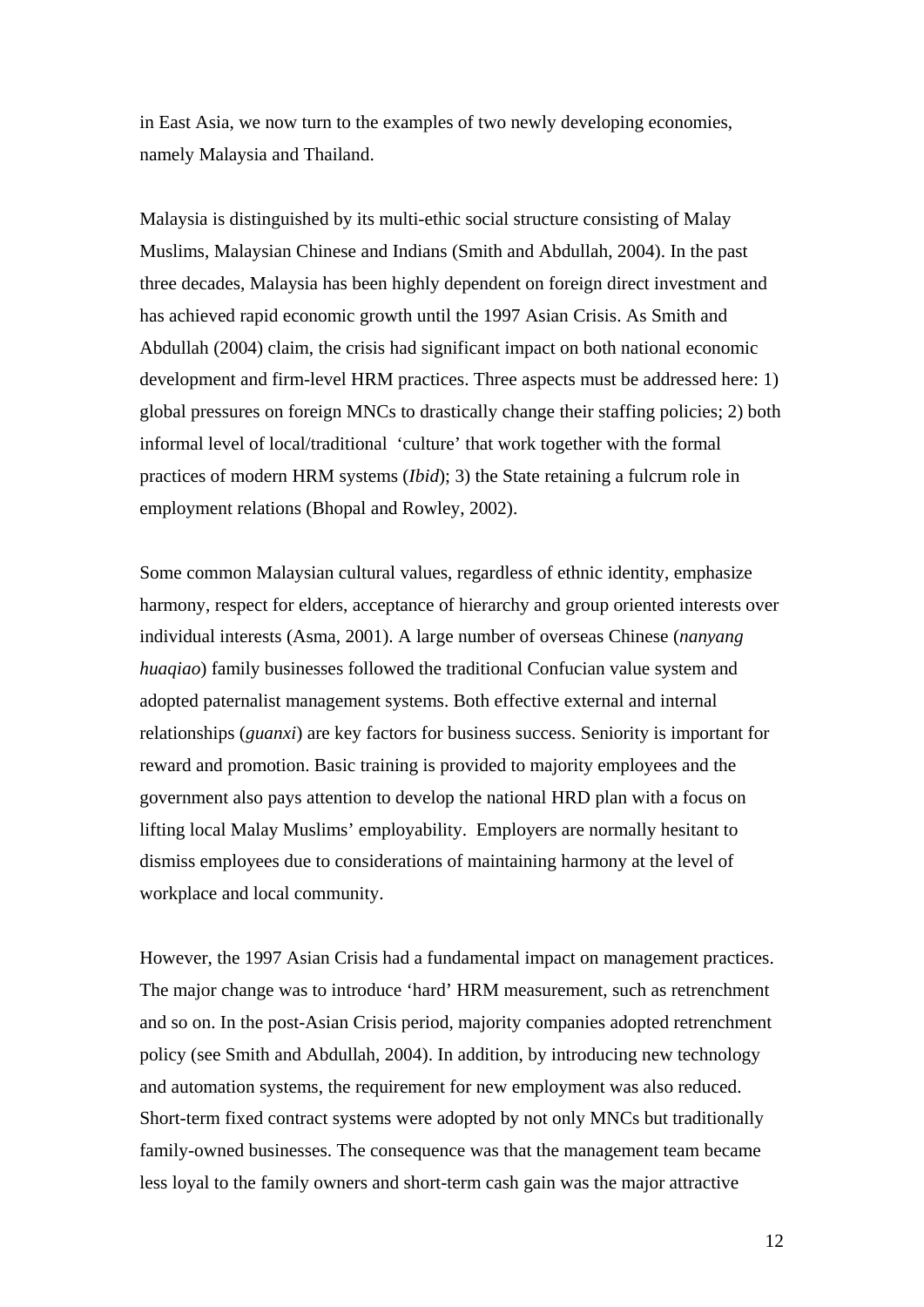in East Asia, we now turn to the examples of two newly developing economies, namely Malaysia and Thailand.

Malaysia is distinguished by its multi-ethic social structure consisting of Malay Muslims, Malaysian Chinese and Indians (Smith and Abdullah, 2004). In the past three decades, Malaysia has been highly dependent on foreign direct investment and has achieved rapid economic growth until the 1997 Asian Crisis. As Smith and Abdullah (2004) claim, the crisis had significant impact on both national economic development and firm-level HRM practices. Three aspects must be addressed here: 1) global pressures on foreign MNCs to drastically change their staffing policies; 2) both informal level of local/traditional 'culture' that work together with the formal practices of modern HRM systems (*Ibid*); 3) the State retaining a fulcrum role in employment relations (Bhopal and Rowley, 2002).

Some common Malaysian cultural values, regardless of ethnic identity, emphasize harmony, respect for elders, acceptance of hierarchy and group oriented interests over individual interests (Asma, 2001). A large number of overseas Chinese (*nanyang huaqiao*) family businesses followed the traditional Confucian value system and adopted paternalist management systems. Both effective external and internal relationships (*guanxi*) are key factors for business success. Seniority is important for reward and promotion. Basic training is provided to majority employees and the government also pays attention to develop the national HRD plan with a focus on lifting local Malay Muslims' employability. Employers are normally hesitant to dismiss employees due to considerations of maintaining harmony at the level of workplace and local community.

However, the 1997 Asian Crisis had a fundamental impact on management practices. The major change was to introduce 'hard' HRM measurement, such as retrenchment and so on. In the post-Asian Crisis period, majority companies adopted retrenchment policy (see Smith and Abdullah, 2004). In addition, by introducing new technology and automation systems, the requirement for new employment was also reduced. Short-term fixed contract systems were adopted by not only MNCs but traditionally family-owned businesses. The consequence was that the management team became less loyal to the family owners and short-term cash gain was the major attractive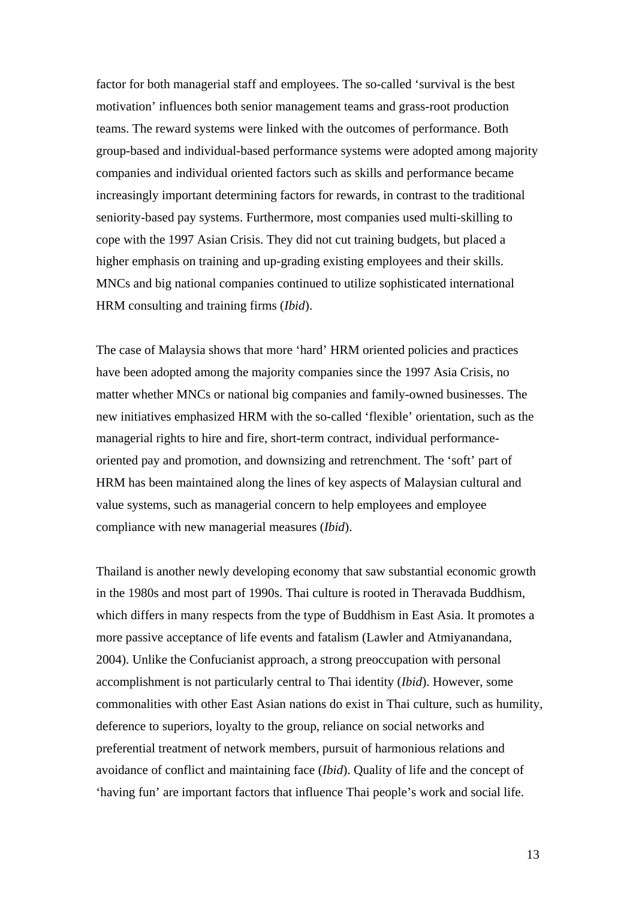factor for both managerial staff and employees. The so-called 'survival is the best motivation' influences both senior management teams and grass-root production teams. The reward systems were linked with the outcomes of performance. Both group-based and individual-based performance systems were adopted among majority companies and individual oriented factors such as skills and performance became increasingly important determining factors for rewards, in contrast to the traditional seniority-based pay systems. Furthermore, most companies used multi-skilling to cope with the 1997 Asian Crisis. They did not cut training budgets, but placed a higher emphasis on training and up-grading existing employees and their skills. MNCs and big national companies continued to utilize sophisticated international HRM consulting and training firms (*Ibid*).

The case of Malaysia shows that more 'hard' HRM oriented policies and practices have been adopted among the majority companies since the 1997 Asia Crisis, no matter whether MNCs or national big companies and family-owned businesses. The new initiatives emphasized HRM with the so-called 'flexible' orientation, such as the managerial rights to hire and fire, short-term contract, individual performance-oriented pay and promotion, and downsizing and retrenchment. The 'soft' part of HRM has been maintained along the lines of key aspects of Malaysian cultural and value systems, such as managerial concern to help employees and employee compliance with new managerial measures (*Ibid*).

Thailand is another newly developing economy that saw substantial economic growth in the 1980s and most part of 1990s. Thai culture is rooted in Theravada Buddhism, which differs in many respects from the type of Buddhism in East Asia. It promotes a more passive acceptance of life events and fatalism (Lawler and Atmiyanandana, 2004). Unlike the Confucianist approach, a strong preoccupation with personal accomplishment is not particularly central to Thai identity (*Ibid*). However, some commonalities with other East Asian nations do exist in Thai culture, such as humility, deference to superiors, loyalty to the group, reliance on social networks and preferential treatment of network members, pursuit of harmonious relations and avoidance of conflict and maintaining face (*Ibid*). Quality of life and the concept of 'having fun' are important factors that influence Thai people's work and social life.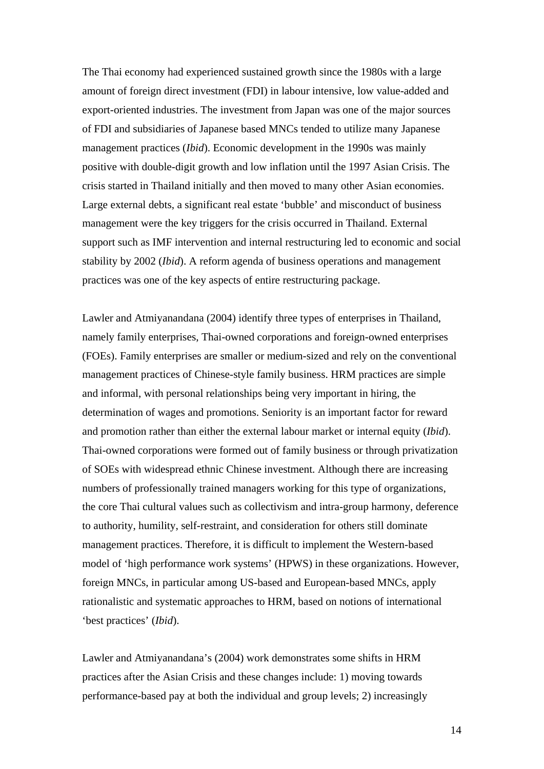The Thai economy had experienced sustained growth since the 1980s with a large amount of foreign direct investment (FDI) in labour intensive, low value-added and export-oriented industries. The investment from Japan was one of the major sources of FDI and subsidiaries of Japanese based MNCs tended to utilize many Japanese management practices (*Ibid*). Economic development in the 1990s was mainly positive with double-digit growth and low inflation until the 1997 Asian Crisis. The crisis started in Thailand initially and then moved to many other Asian economies. Large external debts, a significant real estate 'bubble' and misconduct of business management were the key triggers for the crisis occurred in Thailand. External support such as IMF intervention and internal restructuring led to economic and social stability by 2002 (*Ibid*). A reform agenda of business operations and management practices was one of the key aspects of entire restructuring package.

Lawler and Atmiyanandana (2004) identify three types of enterprises in Thailand, namely family enterprises, Thai-owned corporations and foreign-owned enterprises (FOEs). Family enterprises are smaller or medium-sized and rely on the conventional management practices of Chinese-style family business. HRM practices are simple and informal, with personal relationships being very important in hiring, the determination of wages and promotions. Seniority is an important factor for reward and promotion rather than either the external labour market or internal equity (*Ibid*). Thai-owned corporations were formed out of family business or through privatization of SOEs with widespread ethnic Chinese investment. Although there are increasing numbers of professionally trained managers working for this type of organizations, the core Thai cultural values such as collectivism and intra-group harmony, deference to authority, humility, self-restraint, and consideration for others still dominate management practices. Therefore, it is difficult to implement the Western-based model of 'high performance work systems' (HPWS) in these organizations. However, foreign MNCs, in particular among US-based and European-based MNCs, apply rationalistic and systematic approaches to HRM, based on notions of international 'best practices' (*Ibid*).

Lawler and Atmiyanandana's (2004) work demonstrates some shifts in HRM practices after the Asian Crisis and these changes include: 1) moving towards performance-based pay at both the individual and group levels; 2) increasingly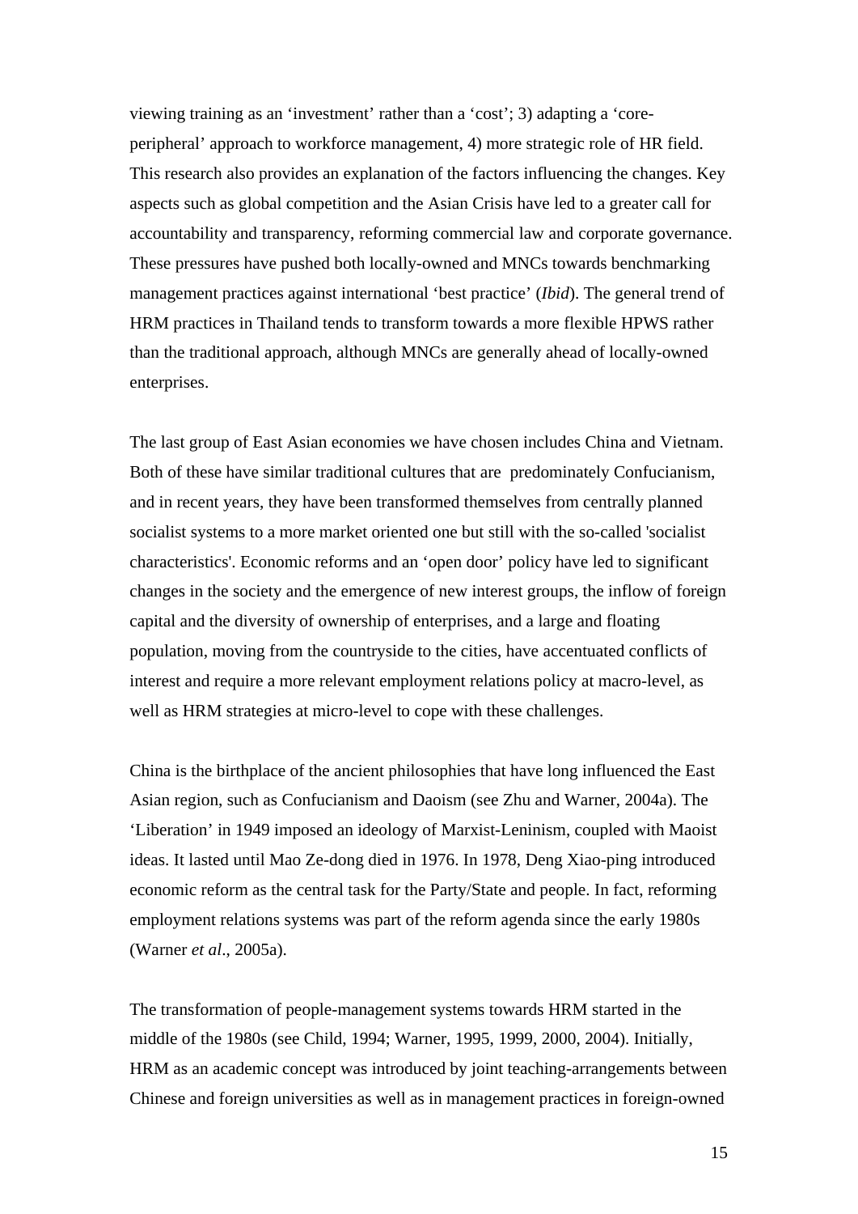viewing training as an 'investment' rather than a 'cost'; 3) adapting a 'core-peripheral' approach to workforce management, 4) more strategic role of HR field. This research also provides an explanation of the factors influencing the changes. Key aspects such as global competition and the Asian Crisis have led to a greater call for accountability and transparency, reforming commercial law and corporate governance. These pressures have pushed both locally-owned and MNCs towards benchmarking management practices against international 'best practice' (*Ibid*). The general trend of HRM practices in Thailand tends to transform towards a more flexible HPWS rather than the traditional approach, although MNCs are generally ahead of locally-owned enterprises.

The last group of East Asian economies we have chosen includes China and Vietnam. Both of these have similar traditional cultures that are predominately Confucianism, and in recent years, they have been transformed themselves from centrally planned socialist systems to a more market oriented one but still with the so-called 'socialist characteristics'. Economic reforms and an 'open door' policy have led to significant changes in the society and the emergence of new interest groups, the inflow of foreign capital and the diversity of ownership of enterprises, and a large and floating population, moving from the countryside to the cities, have accentuated conflicts of interest and require a more relevant employment relations policy at macro-level, as well as HRM strategies at micro-level to cope with these challenges.

China is the birthplace of the ancient philosophies that have long influenced the East Asian region, such as Confucianism and Daoism (see Zhu and Warner, 2004a). The 'Liberation' in 1949 imposed an ideology of Marxist-Leninism, coupled with Maoist ideas. It lasted until Mao Ze-dong died in 1976. In 1978, Deng Xiao-ping introduced economic reform as the central task for the Party/State and people. In fact, reforming employment relations systems was part of the reform agenda since the early 1980s (Warner *et al*., 2005a).

The transformation of people-management systems towards HRM started in the middle of the 1980s (see Child, 1994; Warner, 1995, 1999, 2000, 2004). Initially, HRM as an academic concept was introduced by joint teaching-arrangements between Chinese and foreign universities as well as in management practices in foreign-owned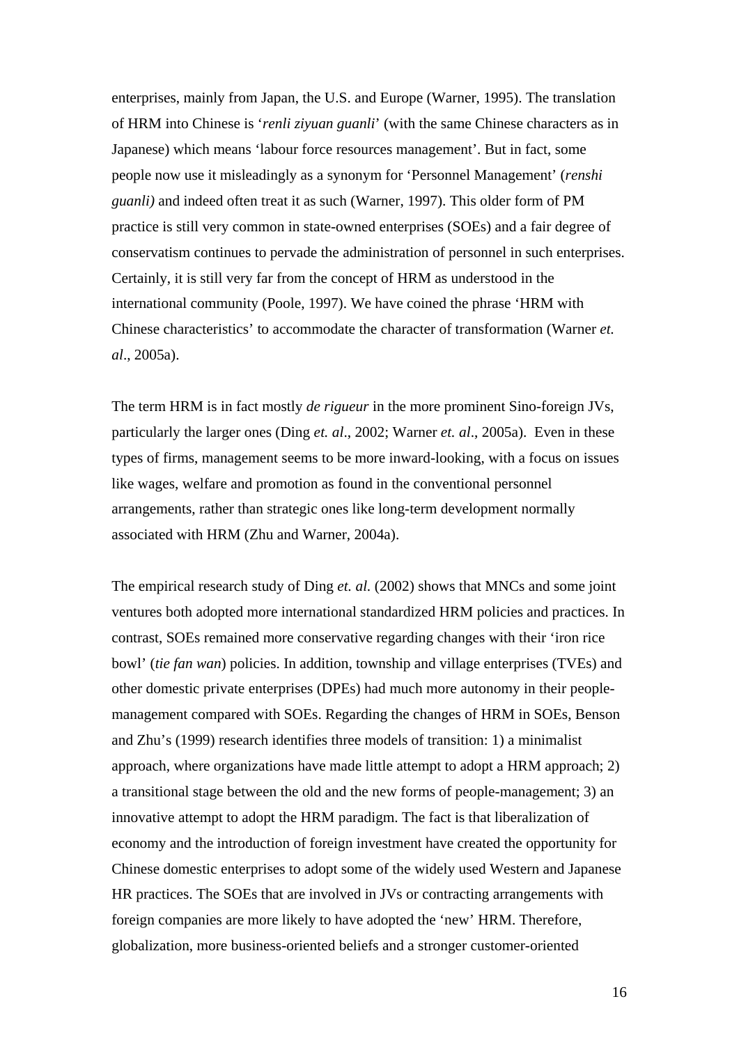enterprises, mainly from Japan, the U.S. and Europe (Warner, 1995). The translation of HRM into Chinese is '*renli ziyuan guanli*' (with the same Chinese characters as in Japanese) which means 'labour force resources management'. But in fact, some people now use it misleadingly as a synonym for 'Personnel Management' (*renshi guanli)* and indeed often treat it as such (Warner, 1997). This older form of PM practice is still very common in state-owned enterprises (SOEs) and a fair degree of conservatism continues to pervade the administration of personnel in such enterprises. Certainly, it is still very far from the concept of HRM as understood in the international community (Poole, 1997). We have coined the phrase 'HRM with Chinese characteristics' to accommodate the character of transformation (Warner *et. al*., 2005a).

The term HRM is in fact mostly *de rigueur* in the more prominent Sino-foreign JVs, particularly the larger ones (Ding *et. al*., 2002; Warner *et. al*., 2005a). Even in these types of firms, management seems to be more inward-looking, with a focus on issues like wages, welfare and promotion as found in the conventional personnel arrangements, rather than strategic ones like long-term development normally associated with HRM (Zhu and Warner, 2004a).

The empirical research study of Ding *et. al.* (2002) shows that MNCs and some joint ventures both adopted more international standardized HRM policies and practices. In contrast, SOEs remained more conservative regarding changes with their 'iron rice bowl' (*tie fan wan*) policies. In addition, township and village enterprises (TVEs) and other domestic private enterprises (DPEs) had much more autonomy in their people-management compared with SOEs. Regarding the changes of HRM in SOEs, Benson and Zhu's (1999) research identifies three models of transition: 1) a minimalist approach, where organizations have made little attempt to adopt a HRM approach; 2) a transitional stage between the old and the new forms of people-management; 3) an innovative attempt to adopt the HRM paradigm. The fact is that liberalization of economy and the introduction of foreign investment have created the opportunity for Chinese domestic enterprises to adopt some of the widely used Western and Japanese HR practices. The SOEs that are involved in JVs or contracting arrangements with foreign companies are more likely to have adopted the 'new' HRM. Therefore, globalization, more business-oriented beliefs and a stronger customer-oriented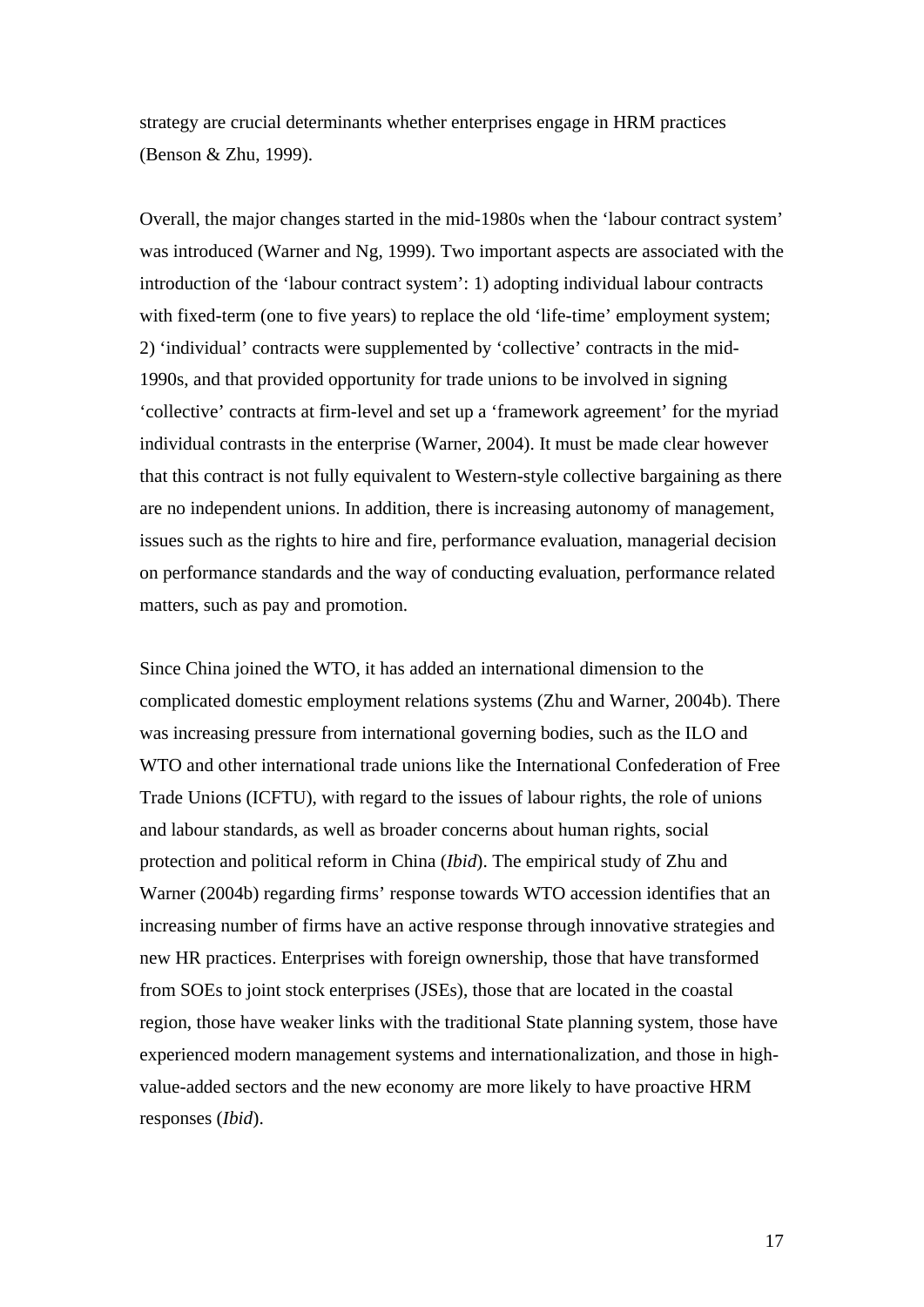strategy are crucial determinants whether enterprises engage in HRM practices (Benson & Zhu, 1999).

Overall, the major changes started in the mid-1980s when the 'labour contract system' was introduced (Warner and Ng, 1999). Two important aspects are associated with the introduction of the 'labour contract system': 1) adopting individual labour contracts with fixed-term (one to five years) to replace the old 'life-time' employment system; 2) 'individual' contracts were supplemented by 'collective' contracts in the mid-1990s, and that provided opportunity for trade unions to be involved in signing 'collective' contracts at firm-level and set up a 'framework agreement' for the myriad individual contrasts in the enterprise (Warner, 2004). It must be made clear however that this contract is not fully equivalent to Western-style collective bargaining as there are no independent unions. In addition, there is increasing autonomy of management, issues such as the rights to hire and fire, performance evaluation, managerial decision on performance standards and the way of conducting evaluation, performance related matters, such as pay and promotion.

Since China joined the WTO, it has added an international dimension to the complicated domestic employment relations systems (Zhu and Warner, 2004b). There was increasing pressure from international governing bodies, such as the ILO and WTO and other international trade unions like the International Confederation of Free Trade Unions (ICFTU), with regard to the issues of labour rights, the role of unions and labour standards, as well as broader concerns about human rights, social protection and political reform in China (*Ibid*). The empirical study of Zhu and Warner (2004b) regarding firms' response towards WTO accession identifies that an increasing number of firms have an active response through innovative strategies and new HR practices. Enterprises with foreign ownership, those that have transformed from SOEs to joint stock enterprises (JSEs), those that are located in the coastal region, those have weaker links with the traditional State planning system, those have experienced modern management systems and internationalization, and those in high-value-added sectors and the new economy are more likely to have proactive HRM responses (*Ibid*).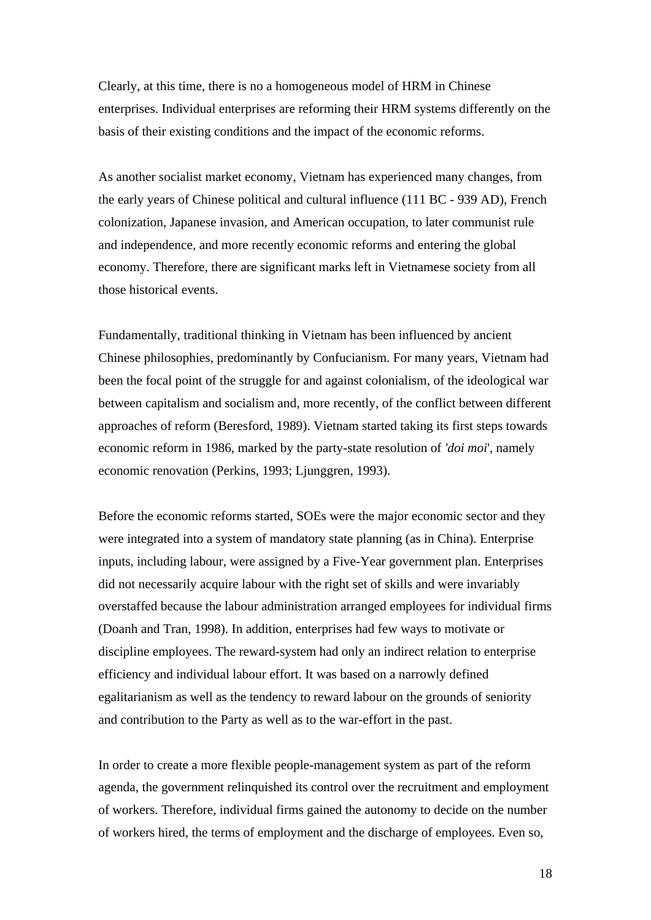Clearly, at this time, there is no a homogeneous model of HRM in Chinese enterprises. Individual enterprises are reforming their HRM systems differently on the basis of their existing conditions and the impact of the economic reforms.

As another socialist market economy, Vietnam has experienced many changes, from the early years of Chinese political and cultural influence (111 BC - 939 AD), French colonization, Japanese invasion, and American occupation, to later communist rule and independence, and more recently economic reforms and entering the global economy. Therefore, there are significant marks left in Vietnamese society from all those historical events.

Fundamentally, traditional thinking in Vietnam has been influenced by ancient Chinese philosophies, predominantly by Confucianism. For many years, Vietnam had been the focal point of the struggle for and against colonialism, of the ideological war between capitalism and socialism and, more recently, of the conflict between different approaches of reform (Beresford, 1989). Vietnam started taking its first steps towards economic reform in 1986, marked by the party-state resolution of *'doi moi*', namely economic renovation (Perkins, 1993; Ljunggren, 1993).

Before the economic reforms started, SOEs were the major economic sector and they were integrated into a system of mandatory state planning (as in China). Enterprise inputs, including labour, were assigned by a Five-Year government plan. Enterprises did not necessarily acquire labour with the right set of skills and were invariably overstaffed because the labour administration arranged employees for individual firms (Doanh and Tran, 1998). In addition, enterprises had few ways to motivate or discipline employees. The reward-system had only an indirect relation to enterprise efficiency and individual labour effort. It was based on a narrowly defined egalitarianism as well as the tendency to reward labour on the grounds of seniority and contribution to the Party as well as to the war-effort in the past.

In order to create a more flexible people-management system as part of the reform agenda, the government relinquished its control over the recruitment and employment of workers. Therefore, individual firms gained the autonomy to decide on the number of workers hired, the terms of employment and the discharge of employees. Even so,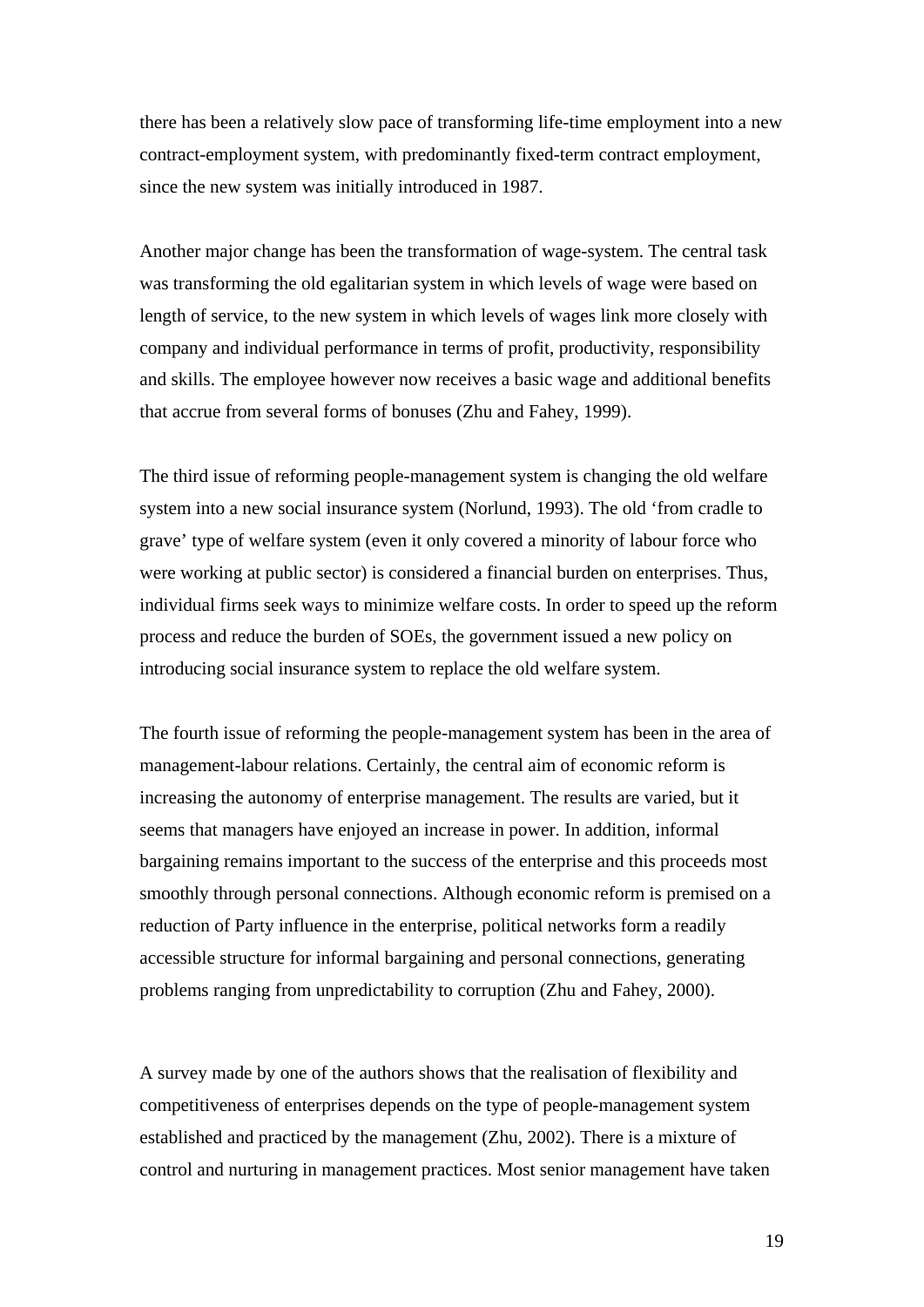there has been a relatively slow pace of transforming life-time employment into a new contract-employment system, with predominantly fixed-term contract employment, since the new system was initially introduced in 1987.

Another major change has been the transformation of wage-system. The central task was transforming the old egalitarian system in which levels of wage were based on length of service, to the new system in which levels of wages link more closely with company and individual performance in terms of profit, productivity, responsibility and skills. The employee however now receives a basic wage and additional benefits that accrue from several forms of bonuses (Zhu and Fahey, 1999).

The third issue of reforming people-management system is changing the old welfare system into a new social insurance system (Norlund, 1993). The old 'from cradle to grave' type of welfare system (even it only covered a minority of labour force who were working at public sector) is considered a financial burden on enterprises. Thus, individual firms seek ways to minimize welfare costs. In order to speed up the reform process and reduce the burden of SOEs, the government issued a new policy on introducing social insurance system to replace the old welfare system.

The fourth issue of reforming the people-management system has been in the area of management-labour relations. Certainly, the central aim of economic reform is increasing the autonomy of enterprise management. The results are varied, but it seems that managers have enjoyed an increase in power. In addition, informal bargaining remains important to the success of the enterprise and this proceeds most smoothly through personal connections. Although economic reform is premised on a reduction of Party influence in the enterprise, political networks form a readily accessible structure for informal bargaining and personal connections, generating problems ranging from unpredictability to corruption (Zhu and Fahey, 2000).

A survey made by one of the authors shows that the realisation of flexibility and competitiveness of enterprises depends on the type of people-management system established and practiced by the management (Zhu, 2002). There is a mixture of control and nurturing in management practices. Most senior management have taken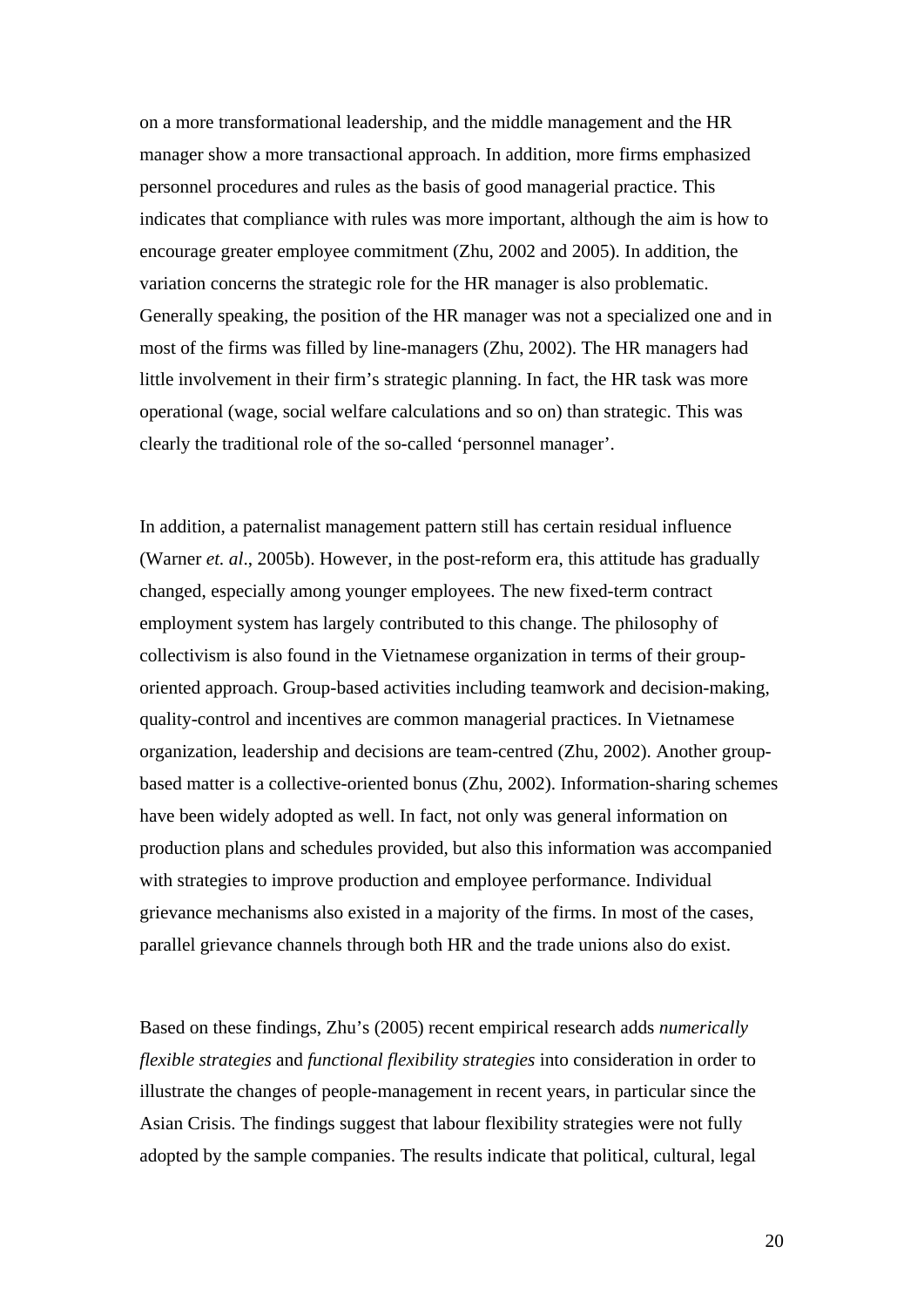on a more transformational leadership, and the middle management and the HR manager show a more transactional approach. In addition, more firms emphasized personnel procedures and rules as the basis of good managerial practice. This indicates that compliance with rules was more important, although the aim is how to encourage greater employee commitment (Zhu, 2002 and 2005). In addition, the variation concerns the strategic role for the HR manager is also problematic. Generally speaking, the position of the HR manager was not a specialized one and in most of the firms was filled by line-managers (Zhu, 2002). The HR managers had little involvement in their firm's strategic planning. In fact, the HR task was more operational (wage, social welfare calculations and so on) than strategic. This was clearly the traditional role of the so-called 'personnel manager'.

In addition, a paternalist management pattern still has certain residual influence (Warner *et. al*., 2005b). However, in the post-reform era, this attitude has gradually changed, especially among younger employees. The new fixed-term contract employment system has largely contributed to this change. The philosophy of collectivism is also found in the Vietnamese organization in terms of their group-oriented approach. Group-based activities including teamwork and decision-making, quality-control and incentives are common managerial practices. In Vietnamese organization, leadership and decisions are team-centred (Zhu, 2002). Another group-based matter is a collective-oriented bonus (Zhu, 2002). Information-sharing schemes have been widely adopted as well. In fact, not only was general information on production plans and schedules provided, but also this information was accompanied with strategies to improve production and employee performance. Individual grievance mechanisms also existed in a majority of the firms. In most of the cases, parallel grievance channels through both HR and the trade unions also do exist.

Based on these findings, Zhu's (2005) recent empirical research adds *numerically flexible strategies* and *functional flexibility strategies* into consideration in order to illustrate the changes of people-management in recent years, in particular since the Asian Crisis. The findings suggest that labour flexibility strategies were not fully adopted by the sample companies. The results indicate that political, cultural, legal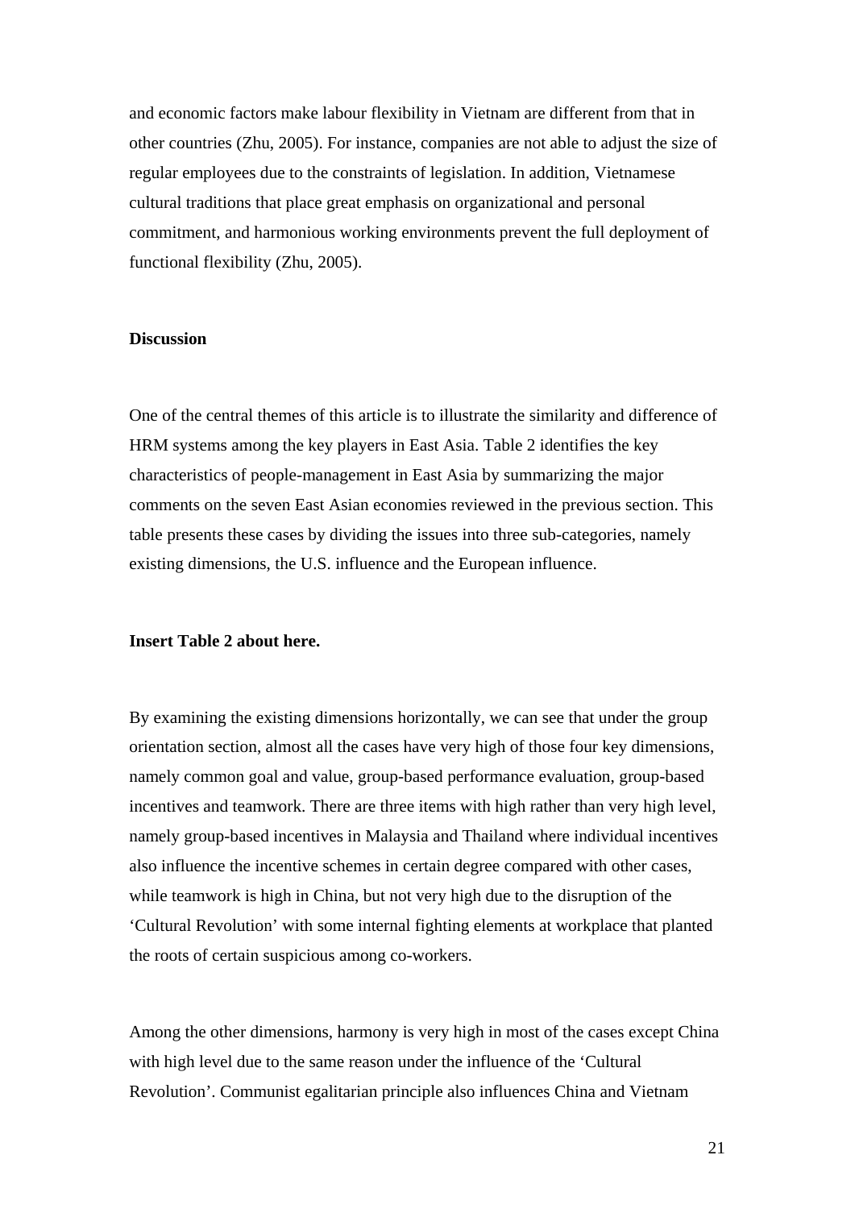and economic factors make labour flexibility in Vietnam are different from that in other countries (Zhu, 2005). For instance, companies are not able to adjust the size of regular employees due to the constraints of legislation. In addition, Vietnamese cultural traditions that place great emphasis on organizational and personal commitment, and harmonious working environments prevent the full deployment of functional flexibility (Zhu, 2005).

## Discussion

One of the central themes of this article is to illustrate the similarity and difference of HRM systems among the key players in East Asia. Table 2 identifies the key characteristics of people-management in East Asia by summarizing the major comments on the seven East Asian economies reviewed in the previous section. This table presents these cases by dividing the issues into three sub-categories, namely existing dimensions, the U.S. influence and the European influence.

**Insert Table 2 about here.**

By examining the existing dimensions horizontally, we can see that under the group orientation section, almost all the cases have very high of those four key dimensions, namely common goal and value, group-based performance evaluation, group-based incentives and teamwork. There are three items with high rather than very high level, namely group-based incentives in Malaysia and Thailand where individual incentives also influence the incentive schemes in certain degree compared with other cases, while teamwork is high in China, but not very high due to the disruption of the 'Cultural Revolution' with some internal fighting elements at workplace that planted the roots of certain suspicious among co-workers.

Among the other dimensions, harmony is very high in most of the cases except China with high level due to the same reason under the influence of the 'Cultural Revolution'. Communist egalitarian principle also influences China and Vietnam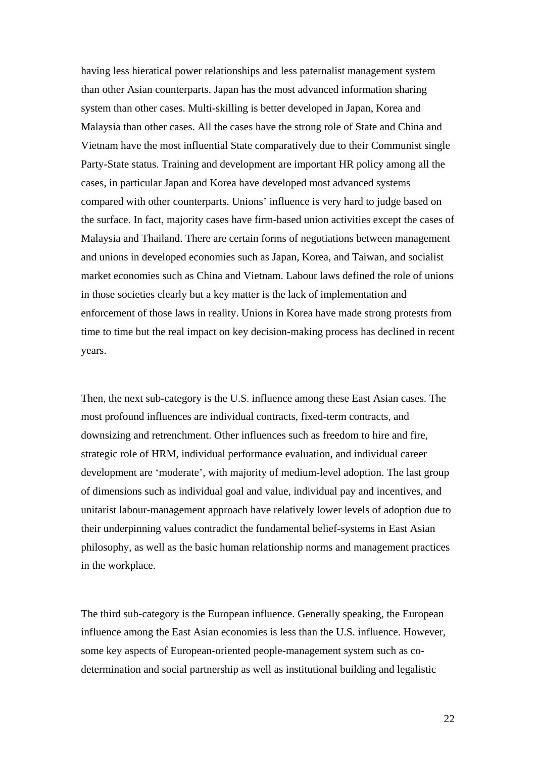having less hieratical power relationships and less paternalist management system than other Asian counterparts. Japan has the most advanced information sharing system than other cases. Multi-skilling is better developed in Japan, Korea and Malaysia than other cases. All the cases have the strong role of State and China and Vietnam have the most influential State comparatively due to their Communist single Party-State status. Training and development are important HR policy among all the cases, in particular Japan and Korea have developed most advanced systems compared with other counterparts. Unions' influence is very hard to judge based on the surface. In fact, majority cases have firm-based union activities except the cases of Malaysia and Thailand. There are certain forms of negotiations between management and unions in developed economies such as Japan, Korea, and Taiwan, and socialist market economies such as China and Vietnam. Labour laws defined the role of unions in those societies clearly but a key matter is the lack of implementation and enforcement of those laws in reality. Unions in Korea have made strong protests from time to time but the real impact on key decision-making process has declined in recent years.

Then, the next sub-category is the U.S. influence among these East Asian cases. The most profound influences are individual contracts, fixed-term contracts, and downsizing and retrenchment. Other influences such as freedom to hire and fire, strategic role of HRM, individual performance evaluation, and individual career development are 'moderate', with majority of medium-level adoption. The last group of dimensions such as individual goal and value, individual pay and incentives, and unitarist labour-management approach have relatively lower levels of adoption due to their underpinning values contradict the fundamental belief-systems in East Asian philosophy, as well as the basic human relationship norms and management practices in the workplace.

The third sub-category is the European influence. Generally speaking, the European influence among the East Asian economies is less than the U.S. influence. However, some key aspects of European-oriented people-management system such as co-determination and social partnership as well as institutional building and legalistic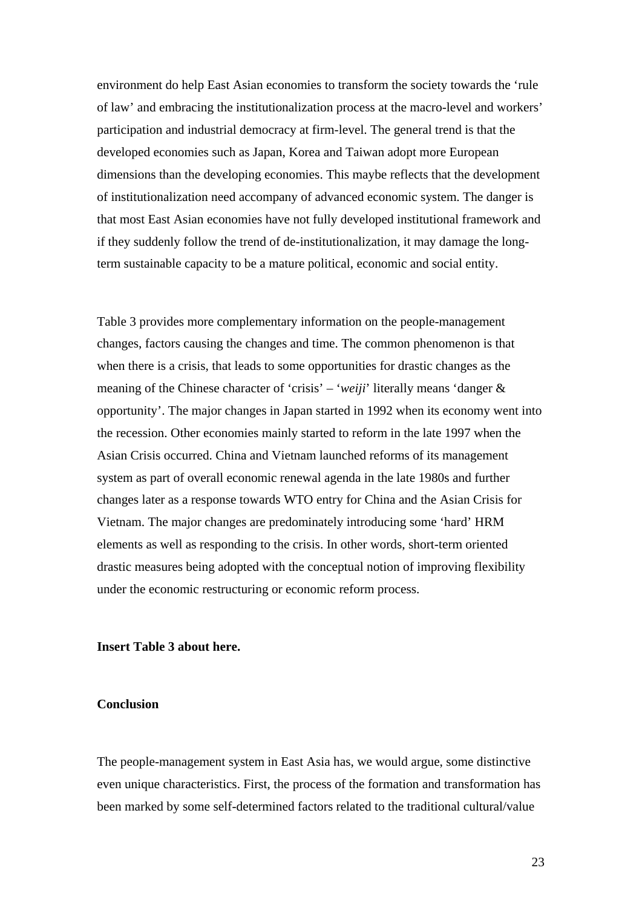environment do help East Asian economies to transform the society towards the 'rule of law' and embracing the institutionalization process at the macro-level and workers' participation and industrial democracy at firm-level. The general trend is that the developed economies such as Japan, Korea and Taiwan adopt more European dimensions than the developing economies. This maybe reflects that the development of institutionalization need accompany of advanced economic system. The danger is that most East Asian economies have not fully developed institutional framework and if they suddenly follow the trend of de-institutionalization, it may damage the long-term sustainable capacity to be a mature political, economic and social entity.

Table 3 provides more complementary information on the people-management changes, factors causing the changes and time. The common phenomenon is that when there is a crisis, that leads to some opportunities for drastic changes as the meaning of the Chinese character of 'crisis' – '*weiji*' literally means 'danger & opportunity'. The major changes in Japan started in 1992 when its economy went into the recession. Other economies mainly started to reform in the late 1997 when the Asian Crisis occurred. China and Vietnam launched reforms of its management system as part of overall economic renewal agenda in the late 1980s and further changes later as a response towards WTO entry for China and the Asian Crisis for Vietnam. The major changes are predominately introducing some 'hard' HRM elements as well as responding to the crisis. In other words, short-term oriented drastic measures being adopted with the conceptual notion of improving flexibility under the economic restructuring or economic reform process.

**Insert Table 3 about here.**

**Conclusion**

The people-management system in East Asia has, we would argue, some distinctive even unique characteristics. First, the process of the formation and transformation has been marked by some self-determined factors related to the traditional cultural/value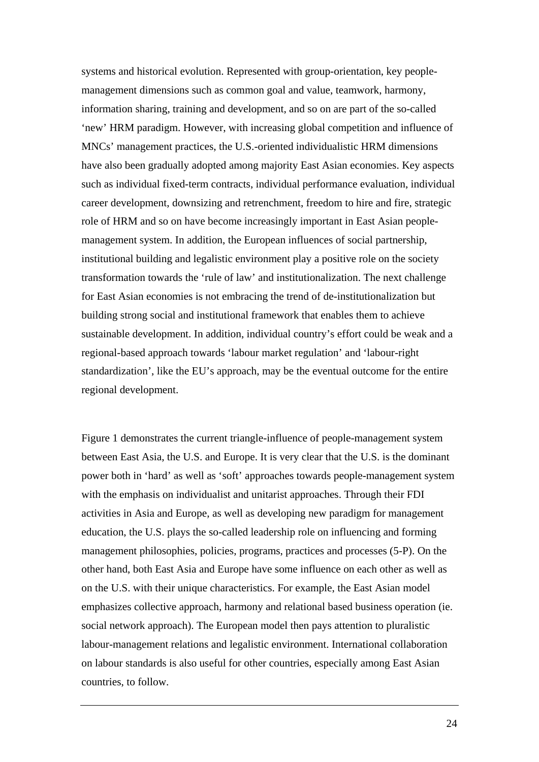systems and historical evolution. Represented with group-orientation, key people-management dimensions such as common goal and value, teamwork, harmony, information sharing, training and development, and so on are part of the so-called 'new' HRM paradigm. However, with increasing global competition and influence of MNCs' management practices, the U.S.-oriented individualistic HRM dimensions have also been gradually adopted among majority East Asian economies. Key aspects such as individual fixed-term contracts, individual performance evaluation, individual career development, downsizing and retrenchment, freedom to hire and fire, strategic role of HRM and so on have become increasingly important in East Asian people-management system. In addition, the European influences of social partnership, institutional building and legalistic environment play a positive role on the society transformation towards the 'rule of law' and institutionalization. The next challenge for East Asian economies is not embracing the trend of de-institutionalization but building strong social and institutional framework that enables them to achieve sustainable development. In addition, individual country's effort could be weak and a regional-based approach towards 'labour market regulation' and 'labour-right standardization', like the EU's approach, may be the eventual outcome for the entire regional development.

Figure 1 demonstrates the current triangle-influence of people-management system between East Asia, the U.S. and Europe. It is very clear that the U.S. is the dominant power both in 'hard' as well as 'soft' approaches towards people-management system with the emphasis on individualist and unitarist approaches. Through their FDI activities in Asia and Europe, as well as developing new paradigm for management education, the U.S. plays the so-called leadership role on influencing and forming management philosophies, policies, programs, practices and processes (5-P). On the other hand, both East Asia and Europe have some influence on each other as well as on the U.S. with their unique characteristics. For example, the East Asian model emphasizes collective approach, harmony and relational based business operation (ie. social network approach). The European model then pays attention to pluralistic labour-management relations and legalistic environment. International collaboration on labour standards is also useful for other countries, especially among East Asian countries, to follow.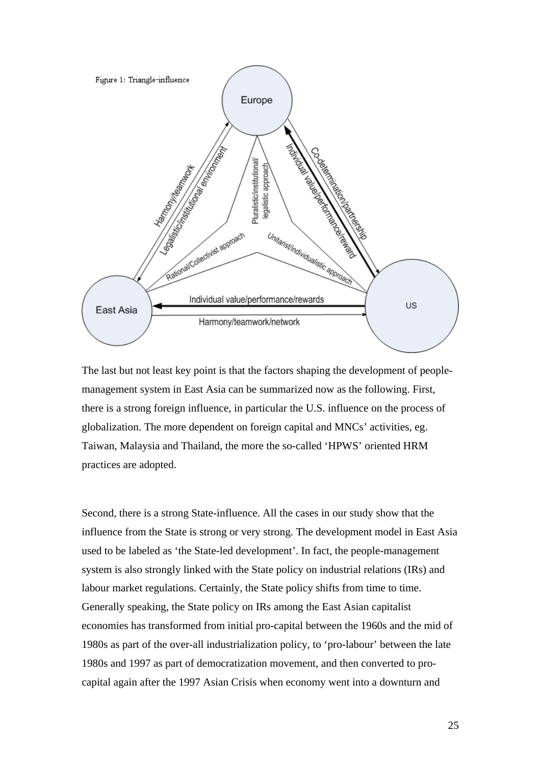Figure 1: Triangle-influence

Europe

East Asia

US

Harmony/teamwork

Legalistic/institutional environment

Pluralistic/institutional/ legalistic approach

Individual value/performance/reward

Co-determination/partnership

Rational/Collectivist approach

Unitarist/individualistic approach

Individual value/performance/rewards

Harmony/teamwork/network

The last but not least key point is that the factors shaping the development of people-management system in East Asia can be summarized now as the following. First, there is a strong foreign influence, in particular the U.S. influence on the process of globalization. The more dependent on foreign capital and MNCs' activities, eg. Taiwan, Malaysia and Thailand, the more the so-called 'HPWS' oriented HRM practices are adopted.

Second, there is a strong State-influence. All the cases in our study show that the influence from the State is strong or very strong. The development model in East Asia used to be labeled as 'the State-led development'. In fact, the people-management system is also strongly linked with the State policy on industrial relations (IRs) and labour market regulations. Certainly, the State policy shifts from time to time. Generally speaking, the State policy on IRs among the East Asian capitalist economies has transformed from initial pro-capital between the 1960s and the mid of 1980s as part of the over-all industrialization policy, to 'pro-labour' between the late 1980s and 1997 as part of democratization movement, and then converted to pro-capital again after the 1997 Asian Crisis when economy went into a downturn and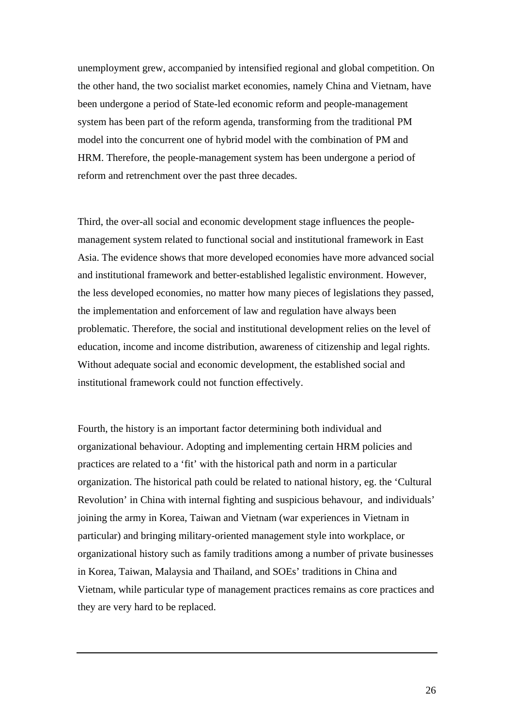unemployment grew, accompanied by intensified regional and global competition. On the other hand, the two socialist market economies, namely China and Vietnam, have been undergone a period of State-led economic reform and people-management system has been part of the reform agenda, transforming from the traditional PM model into the concurrent one of hybrid model with the combination of PM and HRM. Therefore, the people-management system has been undergone a period of reform and retrenchment over the past three decades.

Third, the over-all social and economic development stage influences the people-management system related to functional social and institutional framework in East Asia. The evidence shows that more developed economies have more advanced social and institutional framework and better-established legalistic environment. However, the less developed economies, no matter how many pieces of legislations they passed, the implementation and enforcement of law and regulation have always been problematic. Therefore, the social and institutional development relies on the level of education, income and income distribution, awareness of citizenship and legal rights. Without adequate social and economic development, the established social and institutional framework could not function effectively.

Fourth, the history is an important factor determining both individual and organizational behaviour. Adopting and implementing certain HRM policies and practices are related to a 'fit' with the historical path and norm in a particular organization. The historical path could be related to national history, eg. the 'Cultural Revolution' in China with internal fighting and suspicious behavour, and individuals' joining the army in Korea, Taiwan and Vietnam (war experiences in Vietnam in particular) and bringing military-oriented management style into workplace, or organizational history such as family traditions among a number of private businesses in Korea, Taiwan, Malaysia and Thailand, and SOEs' traditions in China and Vietnam, while particular type of management practices remains as core practices and they are very hard to be replaced.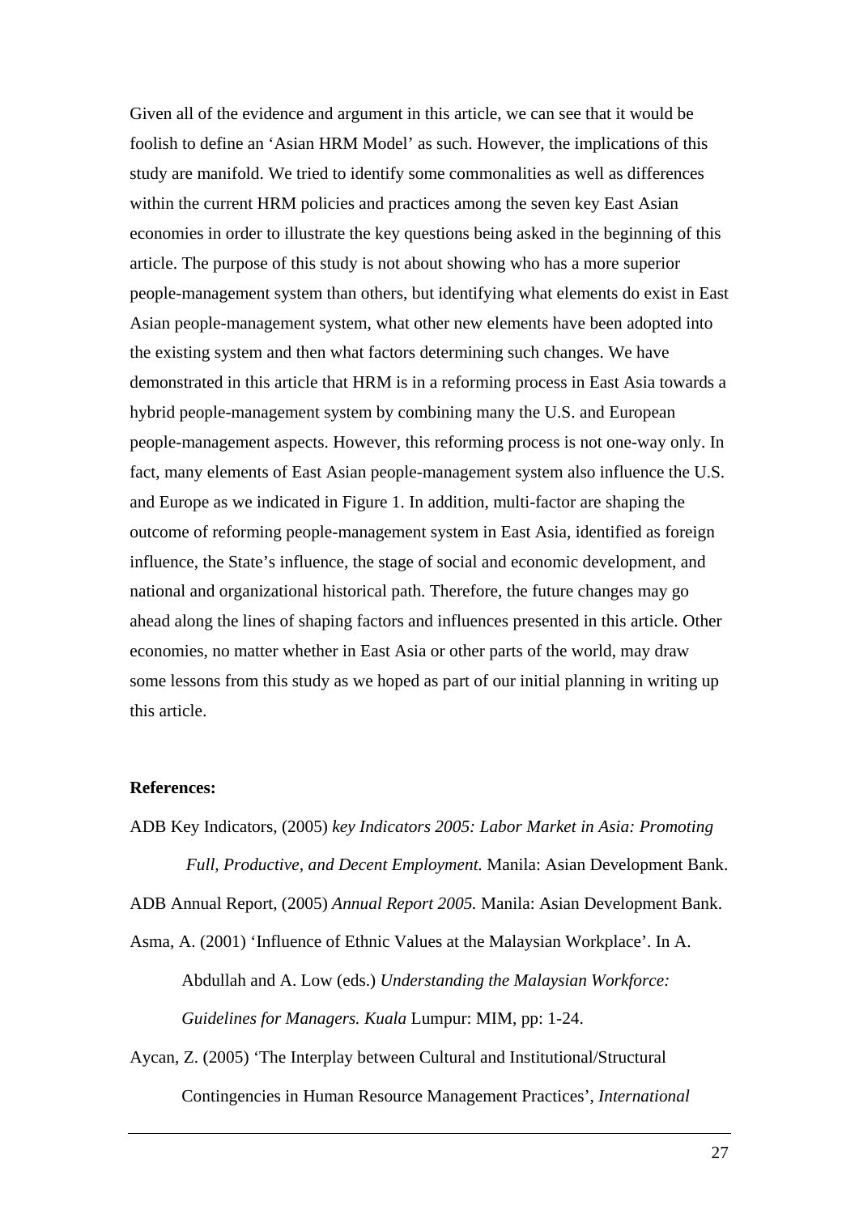Given all of the evidence and argument in this article, we can see that it would be foolish to define an 'Asian HRM Model' as such. However, the implications of this study are manifold. We tried to identify some commonalities as well as differences within the current HRM policies and practices among the seven key East Asian economies in order to illustrate the key questions being asked in the beginning of this article. The purpose of this study is not about showing who has a more superior people-management system than others, but identifying what elements do exist in East Asian people-management system, what other new elements have been adopted into the existing system and then what factors determining such changes. We have demonstrated in this article that HRM is in a reforming process in East Asia towards a hybrid people-management system by combining many the U.S. and European people-management aspects. However, this reforming process is not one-way only. In fact, many elements of East Asian people-management system also influence the U.S. and Europe as we indicated in Figure 1. In addition, multi-factor are shaping the outcome of reforming people-management system in East Asia, identified as foreign influence, the State's influence, the stage of social and economic development, and national and organizational historical path. Therefore, the future changes may go ahead along the lines of shaping factors and influences presented in this article. Other economies, no matter whether in East Asia or other parts of the world, may draw some lessons from this study as we hoped as part of our initial planning in writing up this article.

**References:**

ADB Key Indicators, (2005) *key Indicators 2005: Labor Market in Asia: Promoting Full, Productive, and Decent Employment.* Manila: Asian Development Bank.

ADB Annual Report, (2005) *Annual Report 2005.* Manila: Asian Development Bank.

Asma, A. (2001) 'Influence of Ethnic Values at the Malaysian Workplace'. In A. Abdullah and A. Low (eds.) *Understanding the Malaysian Workforce: Guidelines for Managers. Kuala* Lumpur: MIM, pp: 1-24.

Aycan, Z. (2005) 'The Interplay between Cultural and Institutional/Structural Contingencies in Human Resource Management Practices', *International*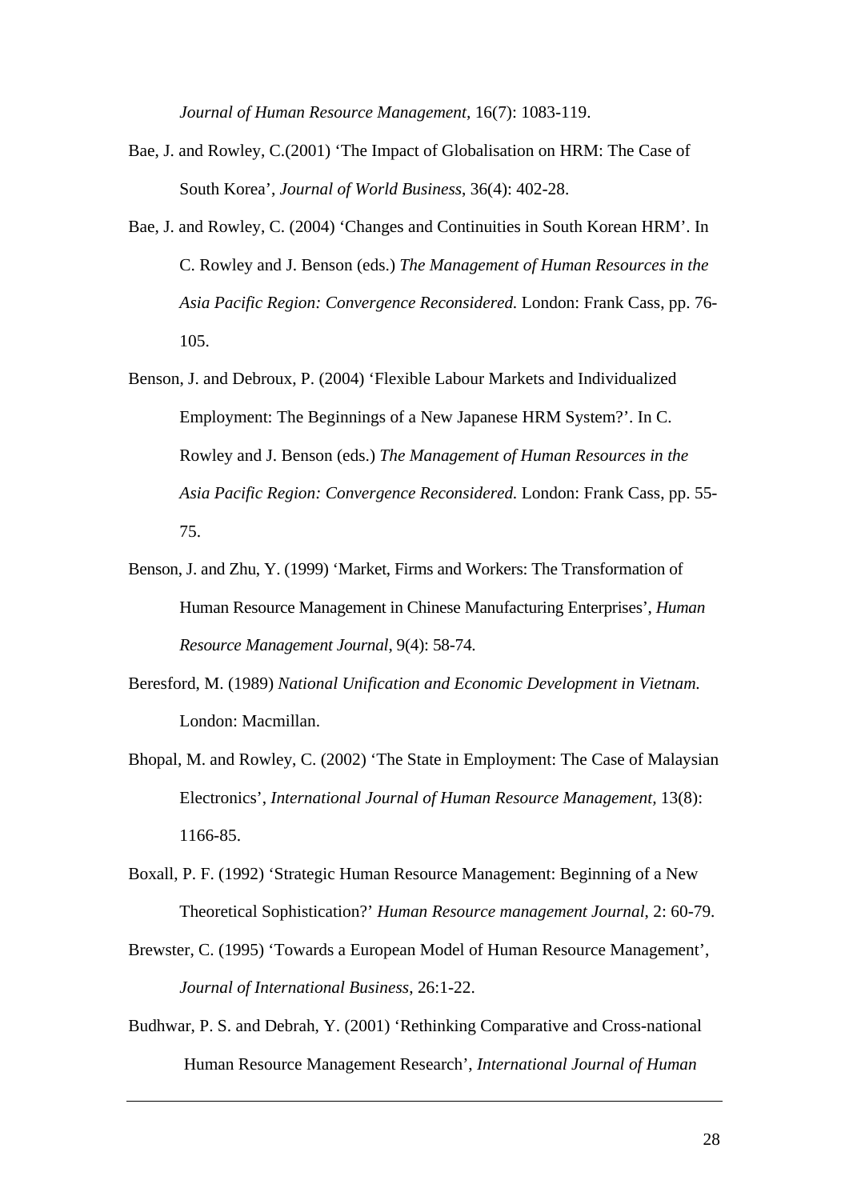*Journal of Human Resource Management*, 16(7): 1083-119.

Bae, J. and Rowley, C.(2001) 'The Impact of Globalisation on HRM: The Case of South Korea', *Journal of World Business*, 36(4): 402-28.

Bae, J. and Rowley, C. (2004) 'Changes and Continuities in South Korean HRM'. In C. Rowley and J. Benson (eds.) *The Management of Human Resources in the Asia Pacific Region: Convergence Reconsidered.* London: Frank Cass, pp. 76-105.

Benson, J. and Debroux, P. (2004) 'Flexible Labour Markets and Individualized Employment: The Beginnings of a New Japanese HRM System?'. In C. Rowley and J. Benson (eds.) *The Management of Human Resources in the Asia Pacific Region: Convergence Reconsidered.* London: Frank Cass, pp. 55-75.

Benson, J. and Zhu, Y. (1999) 'Market, Firms and Workers: The Transformation of Human Resource Management in Chinese Manufacturing Enterprises', *Human Resource Management Journal*, 9(4): 58-74.

Beresford, M. (1989) *National Unification and Economic Development in Vietnam.* London: Macmillan.

Bhopal, M. and Rowley, C. (2002) 'The State in Employment: The Case of Malaysian Electronics', *International Journal of Human Resource Management*, 13(8): 1166-85.

Boxall, P. F. (1992) 'Strategic Human Resource Management: Beginning of a New Theoretical Sophistication?' *Human Resource management Journal*, 2: 60-79.

Brewster, C. (1995) 'Towards a European Model of Human Resource Management', *Journal of International Business*, 26:1-22.

Budhwar, P. S. and Debrah, Y. (2001) 'Rethinking Comparative and Cross-national Human Resource Management Research', *International Journal of Human*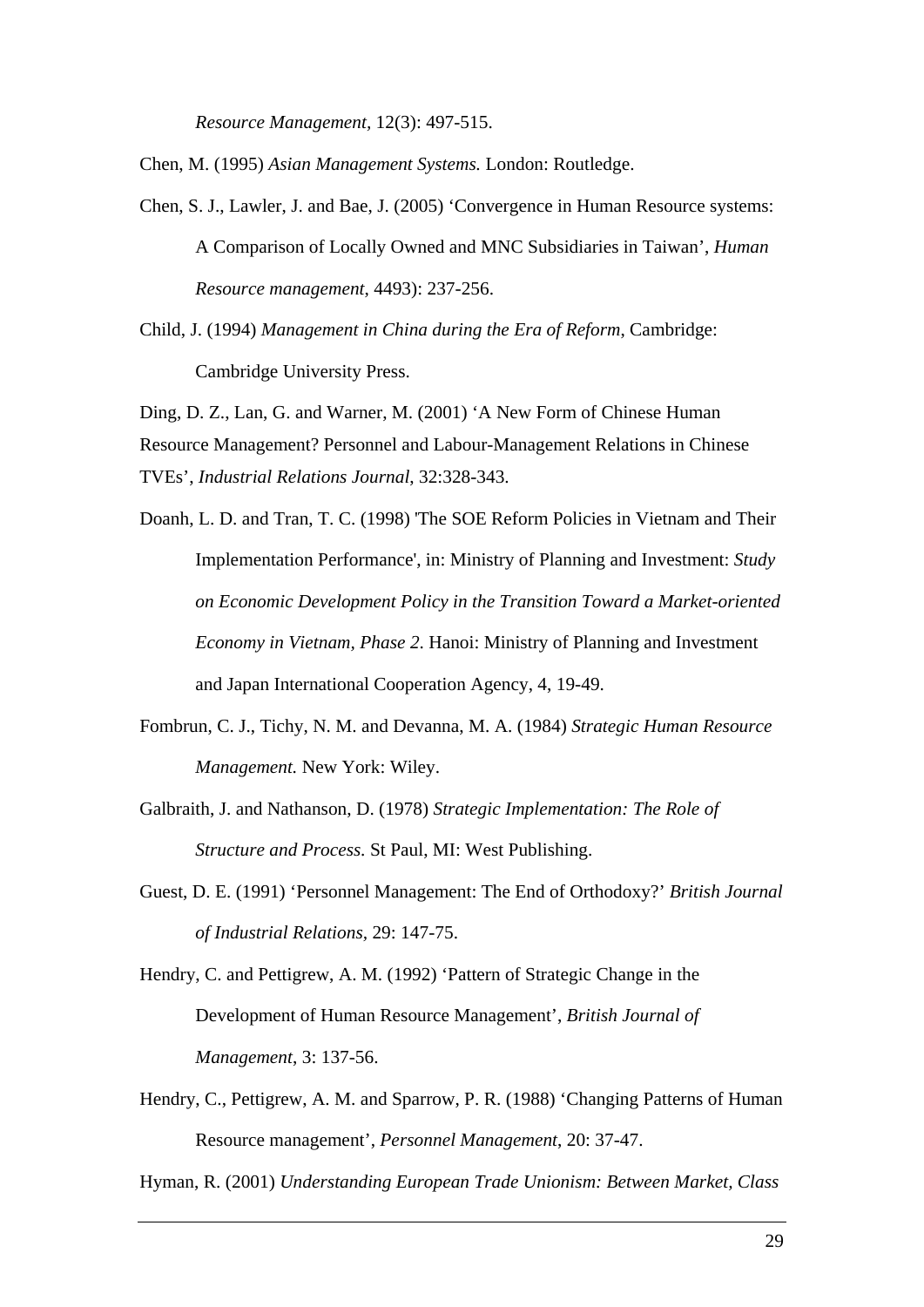*Resource Management*, 12(3): 497-515.

Chen, M. (1995) *Asian Management Systems.* London: Routledge.

Chen, S. J., Lawler, J. and Bae, J. (2005) 'Convergence in Human Resource systems: A Comparison of Locally Owned and MNC Subsidiaries in Taiwan', *Human Resource management*, 4493): 237-256.

Child, J. (1994) *Management in China during the Era of Reform*, Cambridge: Cambridge University Press.

Ding, D. Z., Lan, G. and Warner, M. (2001) 'A New Form of Chinese Human Resource Management? Personnel and Labour-Management Relations in Chinese TVEs', *Industrial Relations Journal*, 32:328-343.

Doanh, L. D. and Tran, T. C. (1998) 'The SOE Reform Policies in Vietnam and Their Implementation Performance', in: Ministry of Planning and Investment: *Study on Economic Development Policy in the Transition Toward a Market-oriented Economy in Vietnam, Phase 2*. Hanoi: Ministry of Planning and Investment and Japan International Cooperation Agency, 4, 19-49.

Fombrun, C. J., Tichy, N. M. and Devanna, M. A. (1984) *Strategic Human Resource Management.* New York: Wiley.

Galbraith, J. and Nathanson, D. (1978) *Strategic Implementation: The Role of Structure and Process.* St Paul, MI: West Publishing.

Guest, D. E. (1991) 'Personnel Management: The End of Orthodoxy?' *British Journal of Industrial Relations,* 29: 147-75.

Hendry, C. and Pettigrew, A. M. (1992) 'Pattern of Strategic Change in the Development of Human Resource Management', *British Journal of Management*, 3: 137-56.

Hendry, C., Pettigrew, A. M. and Sparrow, P. R. (1988) 'Changing Patterns of Human Resource management', *Personnel Management*, 20: 37-47.

Hyman, R. (2001) *Understanding European Trade Unionism: Between Market, Class*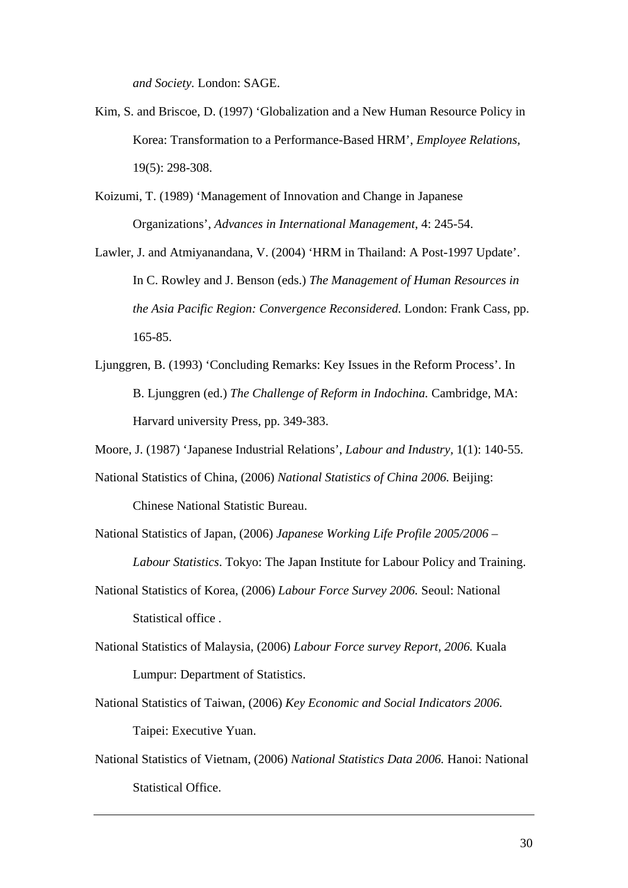*and Society.* London: SAGE.

Kim, S. and Briscoe, D. (1997) 'Globalization and a New Human Resource Policy in Korea: Transformation to a Performance-Based HRM', *Employee Relations,* 19(5): 298-308.

Koizumi, T. (1989) 'Management of Innovation and Change in Japanese Organizations', *Advances in International Management*, 4: 245-54.

Lawler, J. and Atmiyanandana, V. (2004) 'HRM in Thailand: A Post-1997 Update'. In C. Rowley and J. Benson (eds.) *The Management of Human Resources in the Asia Pacific Region: Convergence Reconsidered.* London: Frank Cass, pp. 165-85.

Ljunggren, B. (1993) 'Concluding Remarks: Key Issues in the Reform Process'. In B. Ljunggren (ed.) *The Challenge of Reform in Indochina.* Cambridge, MA: Harvard university Press, pp. 349-383.

Moore, J. (1987) 'Japanese Industrial Relations', *Labour and Industry,* 1(1): 140-55.

National Statistics of China, (2006) *National Statistics of China 2006.* Beijing: Chinese National Statistic Bureau.

National Statistics of Japan, (2006) *Japanese Working Life Profile 2005/2006 – Labour Statistics*. Tokyo: The Japan Institute for Labour Policy and Training.

National Statistics of Korea, (2006) *Labour Force Survey 2006.* Seoul: National Statistical office .

National Statistics of Malaysia, (2006) *Labour Force survey Report, 2006.* Kuala Lumpur: Department of Statistics.

National Statistics of Taiwan, (2006) *Key Economic and Social Indicators 2006.* Taipei: Executive Yuan.

National Statistics of Vietnam, (2006) *National Statistics Data 2006.* Hanoi: National Statistical Office.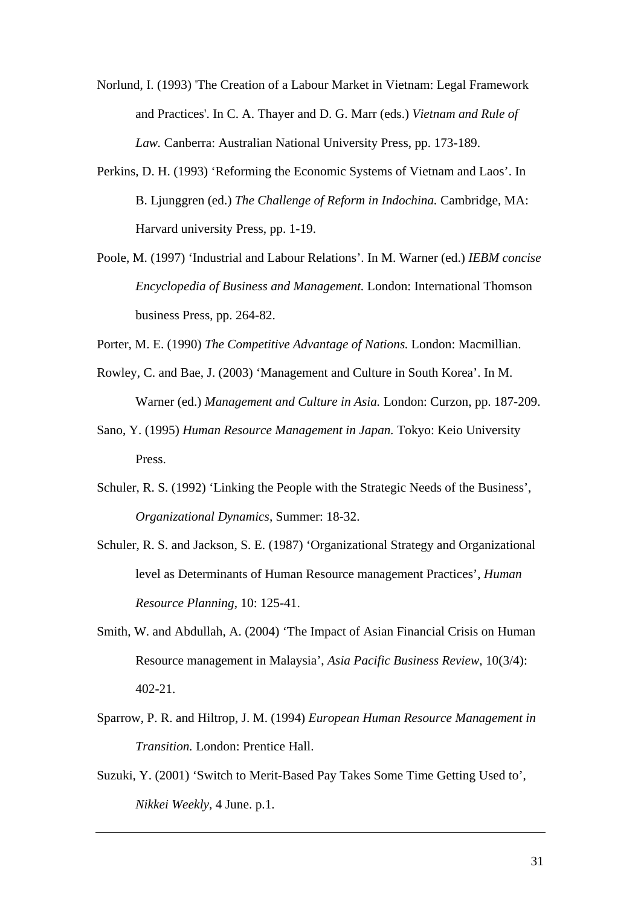Norlund, I. (1993) 'The Creation of a Labour Market in Vietnam: Legal Framework and Practices'. In C. A. Thayer and D. G. Marr (eds.) *Vietnam and Rule of Law.* Canberra: Australian National University Press, pp. 173-189.

Perkins, D. H. (1993) 'Reforming the Economic Systems of Vietnam and Laos'. In B. Ljunggren (ed.) *The Challenge of Reform in Indochina.* Cambridge, MA: Harvard university Press, pp. 1-19.

Poole, M. (1997) 'Industrial and Labour Relations'. In M. Warner (ed.) *IEBM concise Encyclopedia of Business and Management.* London: International Thomson business Press, pp. 264-82.

Porter, M. E. (1990) *The Competitive Advantage of Nations.* London: Macmillian.

Rowley, C. and Bae, J. (2003) 'Management and Culture in South Korea'. In M. Warner (ed.) *Management and Culture in Asia.* London: Curzon, pp. 187-209.

Sano, Y. (1995) *Human Resource Management in Japan.* Tokyo: Keio University Press.

Schuler, R. S. (1992) 'Linking the People with the Strategic Needs of the Business', *Organizational Dynamics,* Summer: 18-32.

Schuler, R. S. and Jackson, S. E. (1987) 'Organizational Strategy and Organizational level as Determinants of Human Resource management Practices', *Human Resource Planning*, 10: 125-41.

Smith, W. and Abdullah, A. (2004) 'The Impact of Asian Financial Crisis on Human Resource management in Malaysia', *Asia Pacific Business Review,* 10(3/4): 402-21.

Sparrow, P. R. and Hiltrop, J. M. (1994) *European Human Resource Management in Transition.* London: Prentice Hall.

Suzuki, Y. (2001) 'Switch to Merit-Based Pay Takes Some Time Getting Used to', *Nikkei Weekly*, 4 June. p.1.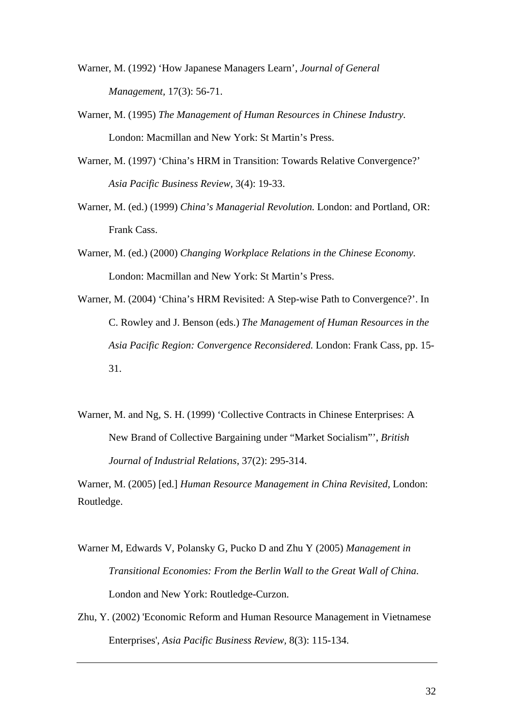Warner, M. (1992) ‘How Japanese Managers Learn’, *Journal of General Management*, 17(3): 56-71.

Warner, M. (1995) *The Management of Human Resources in Chinese Industry*. London: Macmillan and New York: St Martin’s Press.

Warner, M. (1997) ‘China’s HRM in Transition: Towards Relative Convergence?’ *Asia Pacific Business Review*, 3(4): 19-33.

Warner, M. (ed.) (1999) *China’s Managerial Revolution.* London: and Portland, OR: Frank Cass.

Warner, M. (ed.) (2000) *Changing Workplace Relations in the Chinese Economy.* London: Macmillan and New York: St Martin’s Press.

Warner, M. (2004) ‘China’s HRM Revisited: A Step-wise Path to Convergence?’. In C. Rowley and J. Benson (eds.) *The Management of Human Resources in the Asia Pacific Region: Convergence Reconsidered.* London: Frank Cass, pp. 15-31.

Warner, M. and Ng, S. H. (1999) ‘Collective Contracts in Chinese Enterprises: A New Brand of Collective Bargaining under “Market Socialism”’, *British Journal of Industrial Relations*, 37(2): 295-314.

Warner, M. (2005) [ed.] *Human Resource Management in China Revisited*, London: Routledge.

Warner M, Edwards V, Polansky G, Pucko D and Zhu Y (2005) *Management in Transitional Economies: From the Berlin Wall to the Great Wall of China*. London and New York: Routledge-Curzon.

Zhu, Y. (2002) 'Economic Reform and Human Resource Management in Vietnamese Enterprises', *Asia Pacific Business Review*, 8(3): 115-134.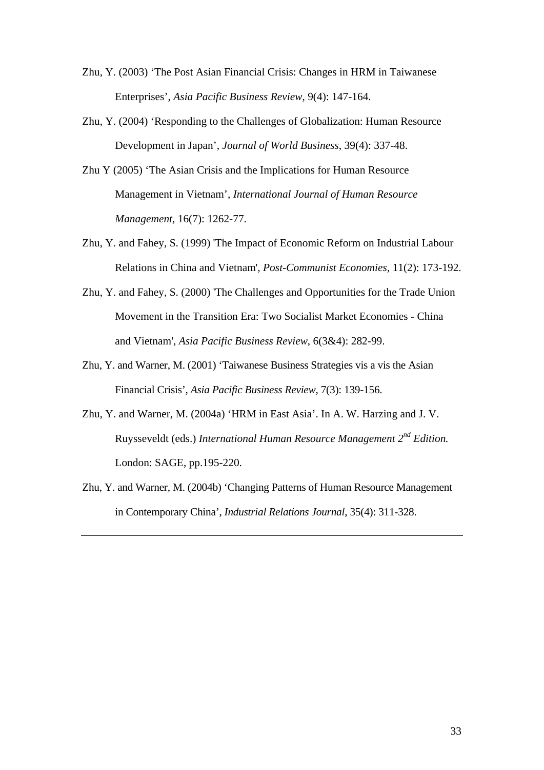Zhu, Y. (2003) 'The Post Asian Financial Crisis: Changes in HRM in Taiwanese Enterprises', *Asia Pacific Business Review*, 9(4): 147-164.

Zhu, Y. (2004) 'Responding to the Challenges of Globalization: Human Resource Development in Japan', *Journal of World Business*, 39(4): 337-48.

Zhu Y (2005) 'The Asian Crisis and the Implications for Human Resource Management in Vietnam', *International Journal of Human Resource Management*, 16(7): 1262-77.

Zhu, Y. and Fahey, S. (1999) 'The Impact of Economic Reform on Industrial Labour Relations in China and Vietnam', *Post-Communist Economies*, 11(2): 173-192.

Zhu, Y. and Fahey, S. (2000) 'The Challenges and Opportunities for the Trade Union Movement in the Transition Era: Two Socialist Market Economies - China and Vietnam', *Asia Pacific Business Review*, 6(3&4): 282-99.

Zhu, Y. and Warner, M. (2001) 'Taiwanese Business Strategies vis a vis the Asian Financial Crisis', *Asia Pacific Business Review*, 7(3): 139-156.

Zhu, Y. and Warner, M. (2004a) 'HRM in East Asia'. In A. W. Harzing and J. V. Ruysseveldt (eds.) *International Human Resource Management 2nd Edition.* London: SAGE, pp.195-220.

Zhu, Y. and Warner, M. (2004b) 'Changing Patterns of Human Resource Management in Contemporary China', *Industrial Relations Journal*, 35(4): 311-328.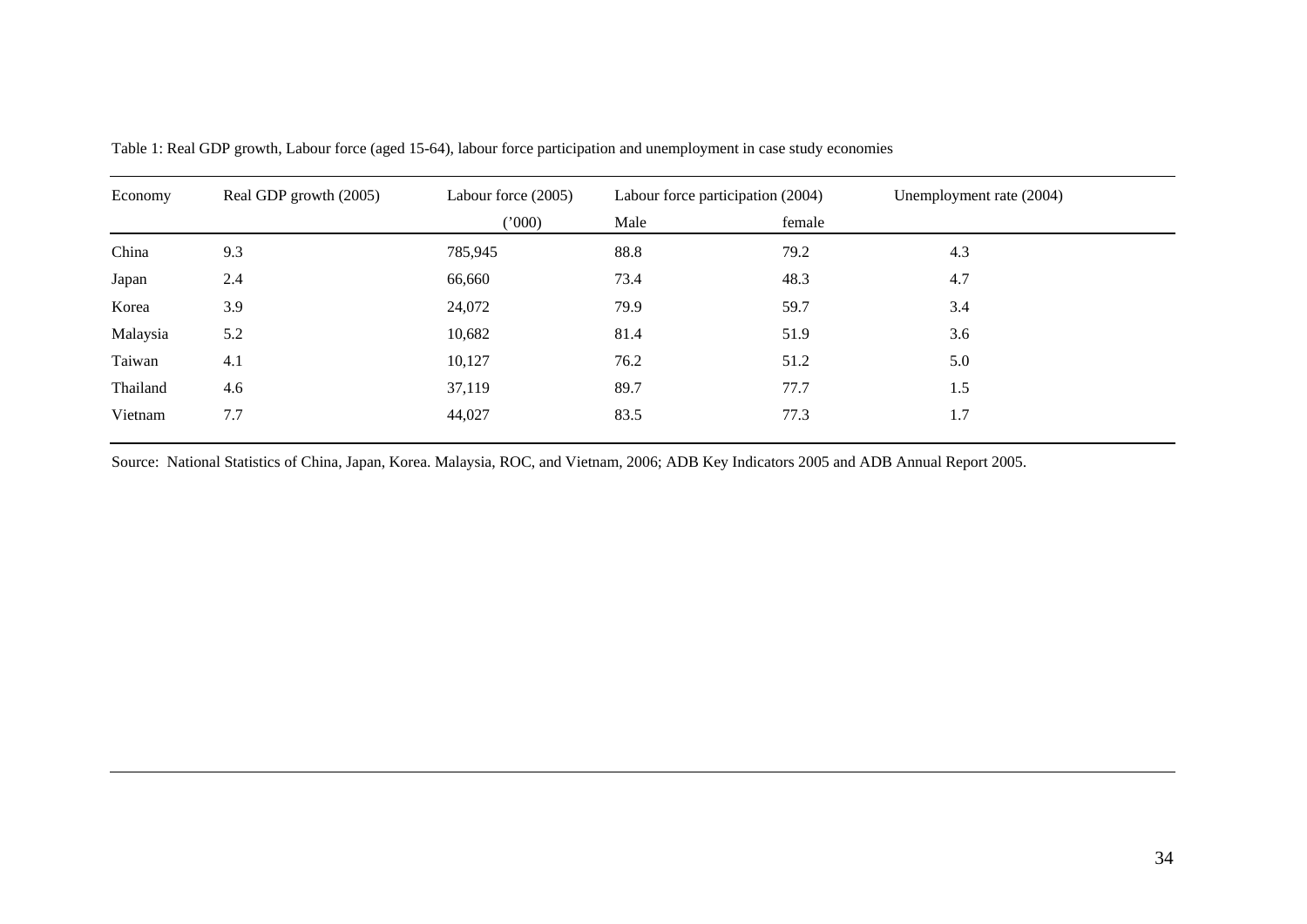Table 1: Real GDP growth, Labour force (aged 15-64), labour force participation and unemployment in case study economies

| Economy | Real GDP growth (2005) | Labour force (2005) ('000) | Labour force participation (2004) | | Unemployment rate (2004) |
|---|---|---|---|---|---|
| | | | Male | female | |
| China | 9.3 | 785,945 | 88.8 | 79.2 | 4.3 |
| Japan | 2.4 | 66,660 | 73.4 | 48.3 | 4.7 |
| Korea | 3.9 | 24,072 | 79.9 | 59.7 | 3.4 |
| Malaysia | 5.2 | 10,682 | 81.4 | 51.9 | 3.6 |
| Taiwan | 4.1 | 10,127 | 76.2 | 51.2 | 5.0 |
| Thailand | 4.6 | 37,119 | 89.7 | 77.7 | 1.5 |
| Vietnam | 7.7 | 44,027 | 83.5 | 77.3 | 1.7 |

Source: National Statistics of China, Japan, Korea. Malaysia, ROC, and Vietnam, 2006; ADB Key Indicators 2005 and ADB Annual Report 2005.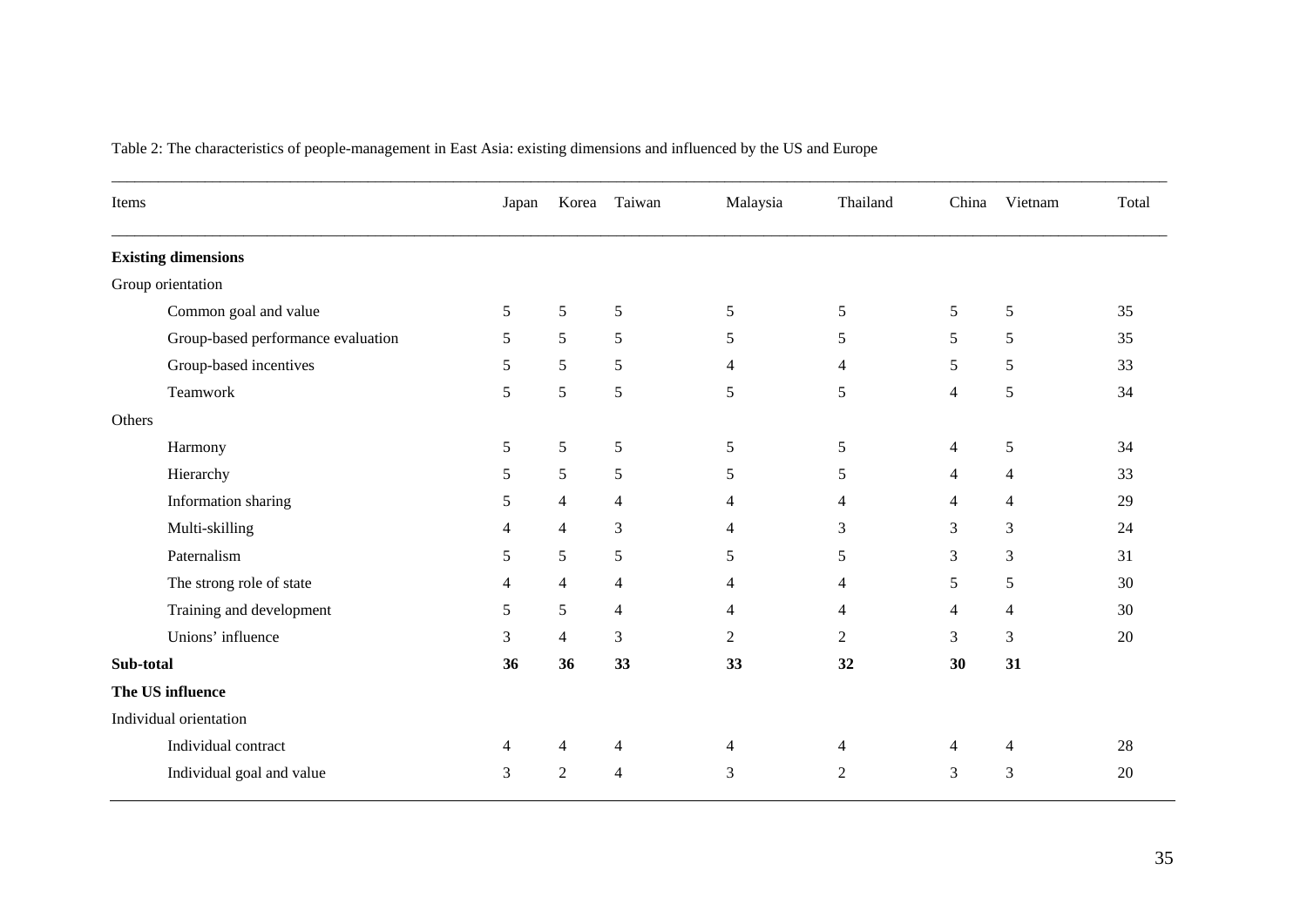Table 2: The characteristics of people-management in East Asia: existing dimensions and influenced by the US and Europe

| Items | Japan | Korea | Taiwan | Malaysia | Thailand | China | Vietnam | Total |
|---|---|---|---|---|---|---|---|---|
| **Existing dimensions** | | | | | | | | |
| Group orientation | | | | | | | | |
| Common goal and value | 5 | 5 | 5 | 5 | 5 | 5 | 5 | 35 |
| Group-based performance evaluation | 5 | 5 | 5 | 5 | 5 | 5 | 5 | 35 |
| Group-based incentives | 5 | 5 | 5 | 4 | 4 | 5 | 5 | 33 |
| Teamwork | 5 | 5 | 5 | 5 | 5 | 4 | 5 | 34 |
| Others | | | | | | | | |
| Harmony | 5 | 5 | 5 | 5 | 5 | 4 | 5 | 34 |
| Hierarchy | 5 | 5 | 5 | 5 | 5 | 4 | 4 | 33 |
| Information sharing | 5 | 4 | 4 | 4 | 4 | 4 | 4 | 29 |
| Multi-skilling | 4 | 4 | 3 | 4 | 3 | 3 | 3 | 24 |
| Paternalism | 5 | 5 | 5 | 5 | 5 | 3 | 3 | 31 |
| The strong role of state | 4 | 4 | 4 | 4 | 4 | 5 | 5 | 30 |
| Training and development | 5 | 5 | 4 | 4 | 4 | 4 | 4 | 30 |
| Unions' influence | 3 | 4 | 3 | 2 | 2 | 3 | 3 | 20 |
| **Sub-total** | **36** | **36** | **33** | **33** | **32** | **30** | **31** | |
| **The US influence** | | | | | | | | |
| Individual orientation | | | | | | | | |
| Individual contract | 4 | 4 | 4 | 4 | 4 | 4 | 4 | 28 |
| Individual goal and value | 3 | 2 | 4 | 3 | 2 | 3 | 3 | 20 |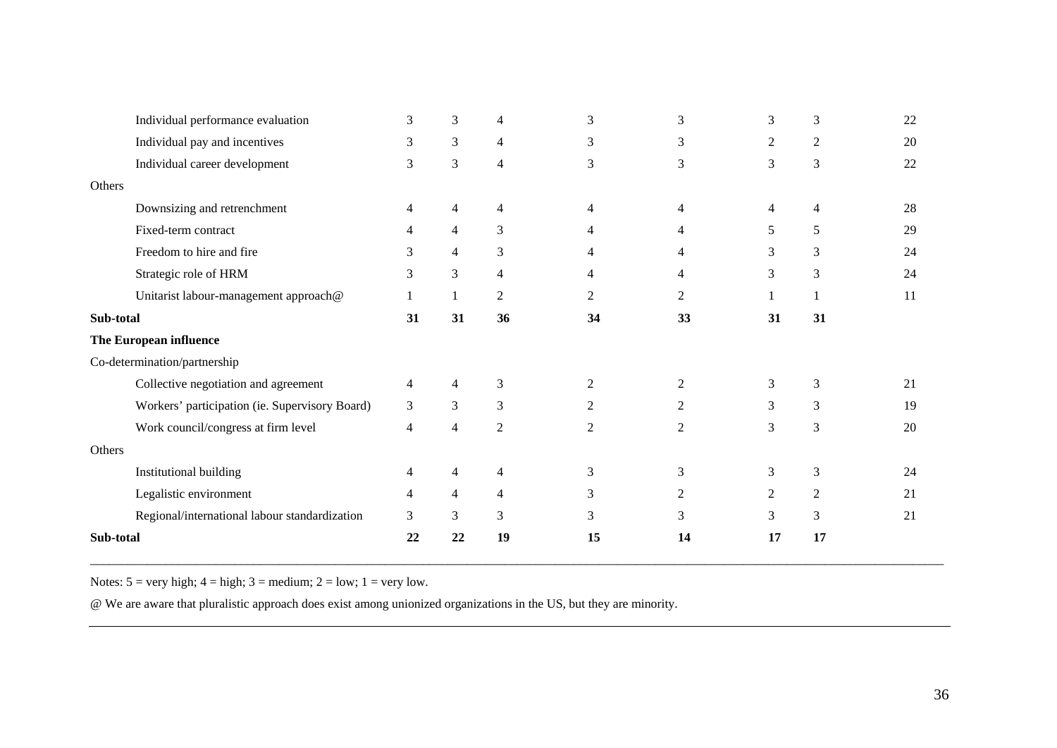| | | | | | | | | |
|---|---|---|---|---|---|---|---|---|
| Individual performance evaluation | 3 | 3 | 4 | 3 | 3 | 3 | 3 | 22 |
| Individual pay and incentives | 3 | 3 | 4 | 3 | 3 | 2 | 2 | 20 |
| Individual career development | 3 | 3 | 4 | 3 | 3 | 3 | 3 | 22 |
| Others | | | | | | | | |
| Downsizing and retrenchment | 4 | 4 | 4 | 4 | 4 | 4 | 4 | 28 |
| Fixed-term contract | 4 | 4 | 3 | 4 | 4 | 5 | 5 | 29 |
| Freedom to hire and fire | 3 | 4 | 3 | 4 | 4 | 3 | 3 | 24 |
| Strategic role of HRM | 3 | 3 | 4 | 4 | 4 | 3 | 3 | 24 |
| Unitarist labour-management approach@ | 1 | 1 | 2 | 2 | 2 | 1 | 1 | 11 |
| **Sub-total** | **31** | **31** | **36** | **34** | **33** | **31** | **31** | |
| **The European influence** | | | | | | | | |
| Co-determination/partnership | | | | | | | | |
| Collective negotiation and agreement | 4 | 4 | 3 | 2 | 2 | 3 | 3 | 21 |
| Workers' participation (ie. Supervisory Board) | 3 | 3 | 3 | 2 | 2 | 3 | 3 | 19 |
| Work council/congress at firm level | 4 | 4 | 2 | 2 | 2 | 3 | 3 | 20 |
| Others | | | | | | | | |
| Institutional building | 4 | 4 | 4 | 3 | 3 | 3 | 3 | 24 |
| Legalistic environment | 4 | 4 | 4 | 3 | 2 | 2 | 2 | 21 |
| Regional/international labour standardization | 3 | 3 | 3 | 3 | 3 | 3 | 3 | 21 |
| **Sub-total** | **22** | **22** | **19** | **15** | **14** | **17** | **17** | |

Notes: 5 = very high; 4 = high; 3 = medium; 2 = low; 1 = very low.

@ We are aware that pluralistic approach does exist among unionized organizations in the US, but they are minority.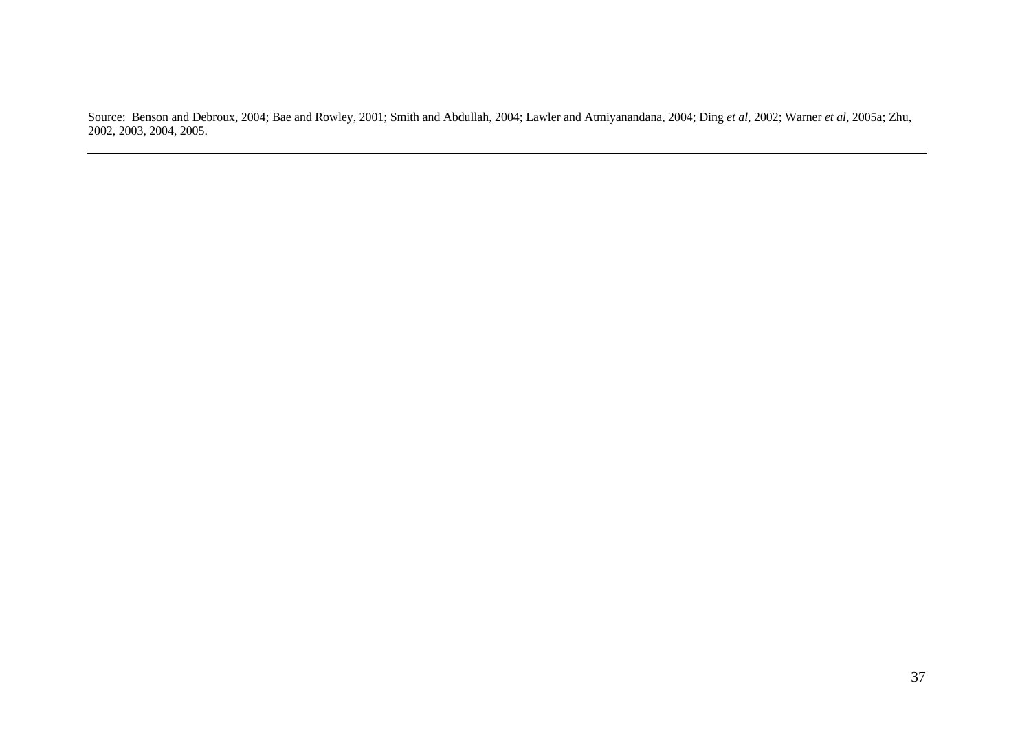Source: Benson and Debroux, 2004; Bae and Rowley, 2001; Smith and Abdullah, 2004; Lawler and Atmiyanandana, 2004; Ding *et al*, 2002; Warner *et al*, 2005a; Zhu, 2002, 2003, 2004, 2005.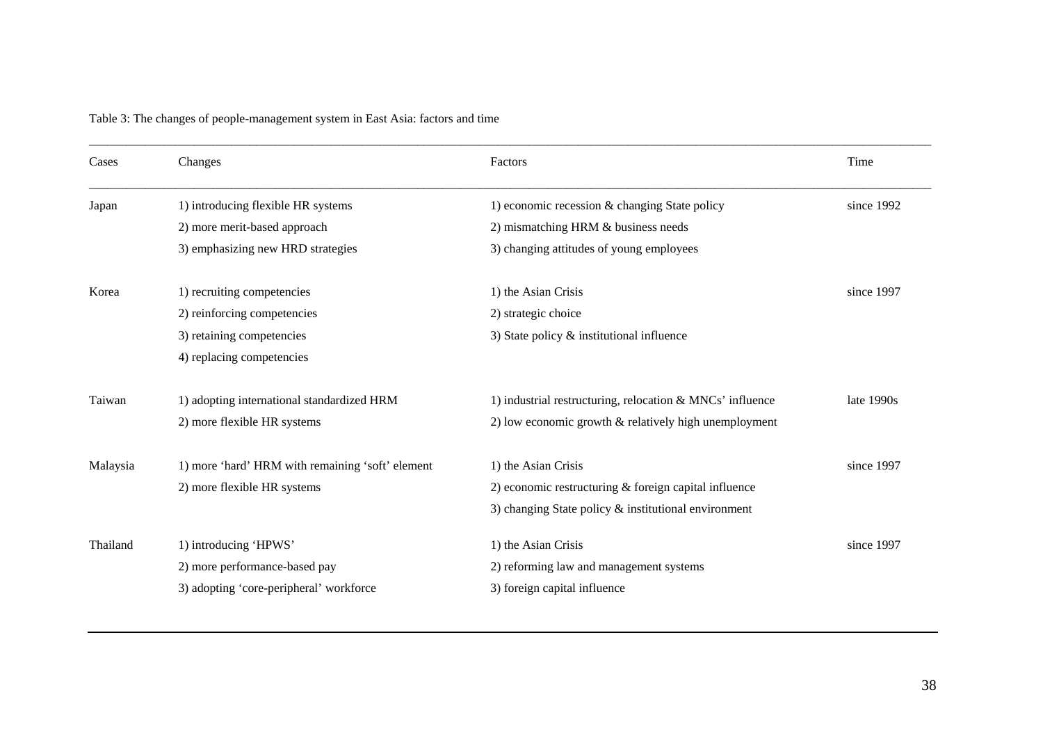Table 3: The changes of people-management system in East Asia: factors and time

| Cases | Changes | Factors | Time |
|---|---|---|---|
| Japan | 1) introducing flexible HR systems | 1) economic recession & changing State policy | since 1992 |
| | 2) more merit-based approach | 2) mismatching HRM & business needs | |
| | 3) emphasizing new HRD strategies | 3) changing attitudes of young employees | |
| Korea | 1) recruiting competencies | 1) the Asian Crisis | since 1997 |
| | 2) reinforcing competencies | 2) strategic choice | |
| | 3) retaining competencies | 3) State policy & institutional influence | |
| | 4) replacing competencies | | |
| Taiwan | 1) adopting international standardized HRM | 1) industrial restructuring, relocation & MNCs' influence | late 1990s |
| | 2) more flexible HR systems | 2) low economic growth & relatively high unemployment | |
| Malaysia | 1) more 'hard' HRM with remaining 'soft' element | 1) the Asian Crisis | since 1997 |
| | 2) more flexible HR systems | 2) economic restructuring & foreign capital influence | |
| | | 3) changing State policy & institutional environment | |
| Thailand | 1) introducing 'HPWS' | 1) the Asian Crisis | since 1997 |
| | 2) more performance-based pay | 2) reforming law and management systems | |
| | 3) adopting 'core-peripheral' workforce | 3) foreign capital influence | |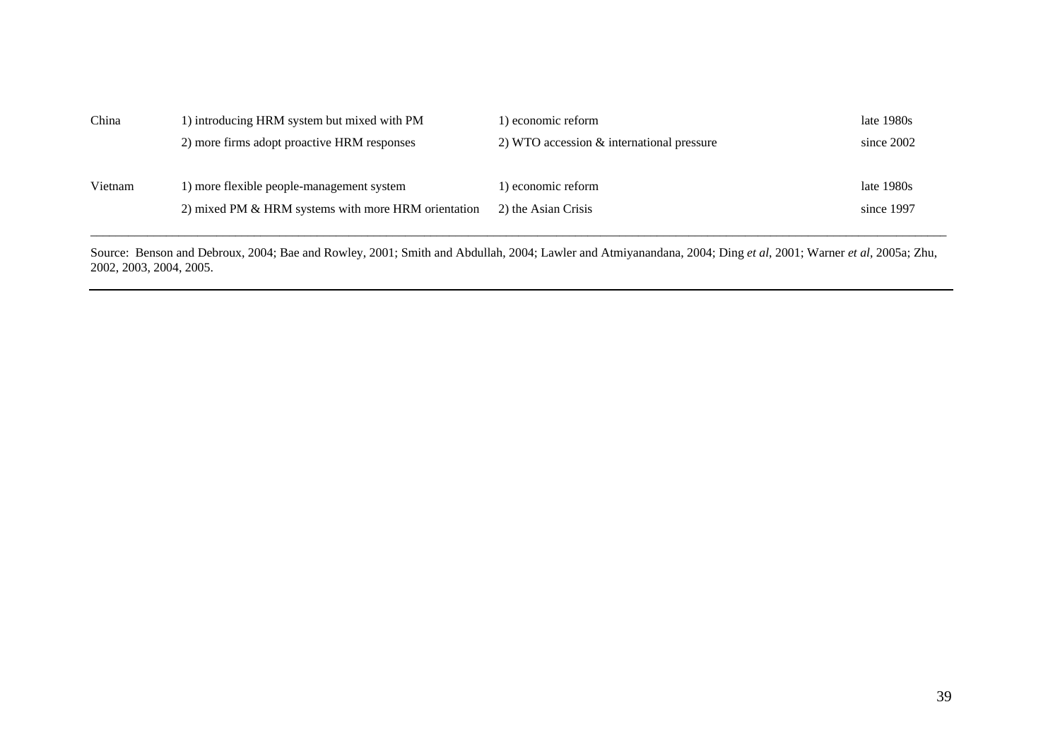| | | | |
|---|---|---|---|
| China | 1) introducing HRM system but mixed with PM | 1) economic reform | late 1980s |
| | 2) more firms adopt proactive HRM responses | 2) WTO accession & international pressure | since 2002 |
| Vietnam | 1) more flexible people-management system | 1) economic reform | late 1980s |
| | 2) mixed PM & HRM systems with more HRM orientation | 2) the Asian Crisis | since 1997 |

Source: Benson and Debroux, 2004; Bae and Rowley, 2001; Smith and Abdullah, 2004; Lawler and Atmiyanandana, 2004; Ding *et al*, 2001; Warner *et al*, 2005a; Zhu, 2002, 2003, 2004, 2005.